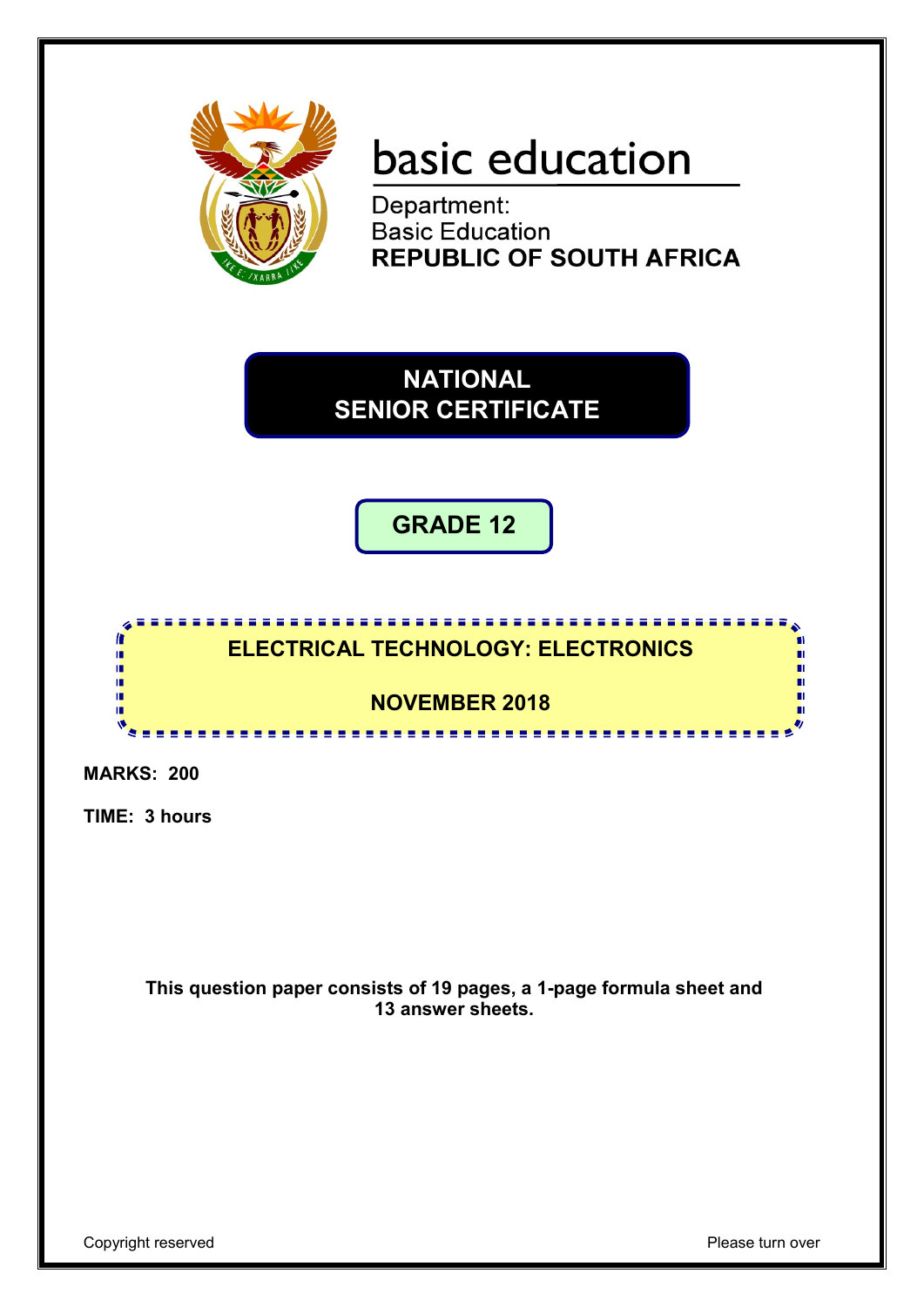basic education

Department:
Basic Education
**REPUBLIC OF SOUTH AFRICA**

# NATIONAL SENIOR CERTIFICATE

## GRADE 12

## ELECTRICAL TECHNOLOGY: ELECTRONICS

## NOVEMBER 2018

**MARKS: 200**

**TIME: 3 hours**

**This question paper consists of 19 pages, a 1-page formula sheet and 13 answer sheets.**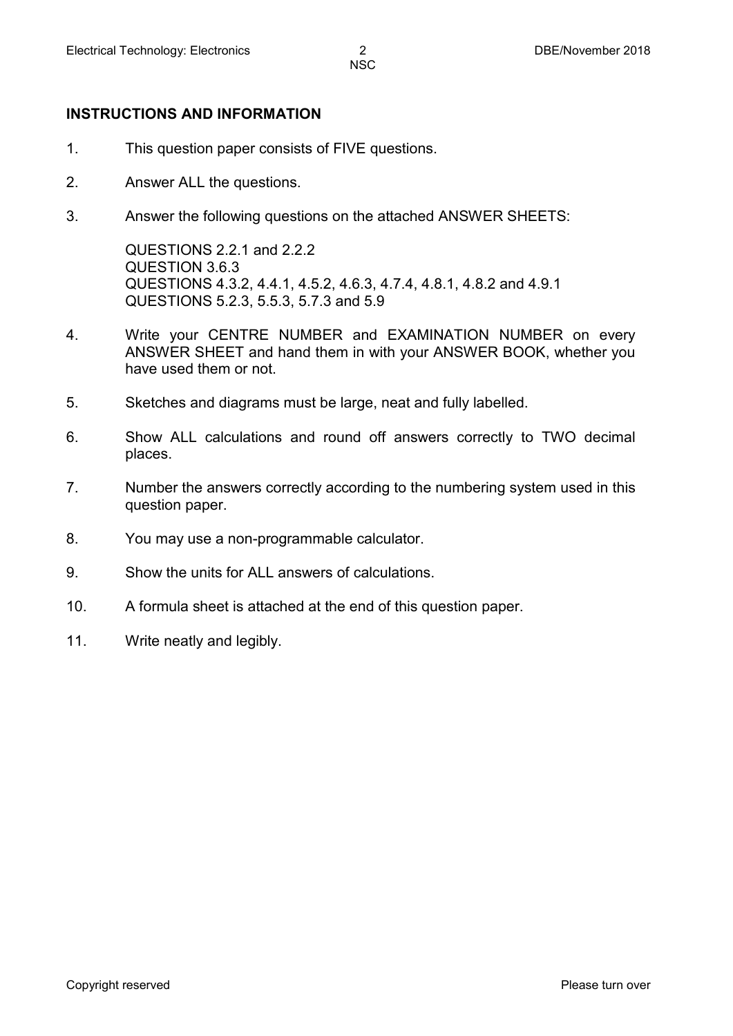## INSTRUCTIONS AND INFORMATION

1. This question paper consists of FIVE questions.
2. Answer ALL the questions.
3. Answer the following questions on the attached ANSWER SHEETS:

   QUESTIONS 2.2.1 and 2.2.2
   QUESTION 3.6.3
   QUESTIONS 4.3.2, 4.4.1, 4.5.2, 4.6.3, 4.7.4, 4.8.1, 4.8.2 and 4.9.1
   QUESTIONS 5.2.3, 5.5.3, 5.7.3 and 5.9

4. Write your CENTRE NUMBER and EXAMINATION NUMBER on every ANSWER SHEET and hand them in with your ANSWER BOOK, whether you have used them or not.
5. Sketches and diagrams must be large, neat and fully labelled.
6. Show ALL calculations and round off answers correctly to TWO decimal places.
7. Number the answers correctly according to the numbering system used in this question paper.
8. You may use a non-programmable calculator.
9. Show the units for ALL answers of calculations.
10. A formula sheet is attached at the end of this question paper.
11. Write neatly and legibly.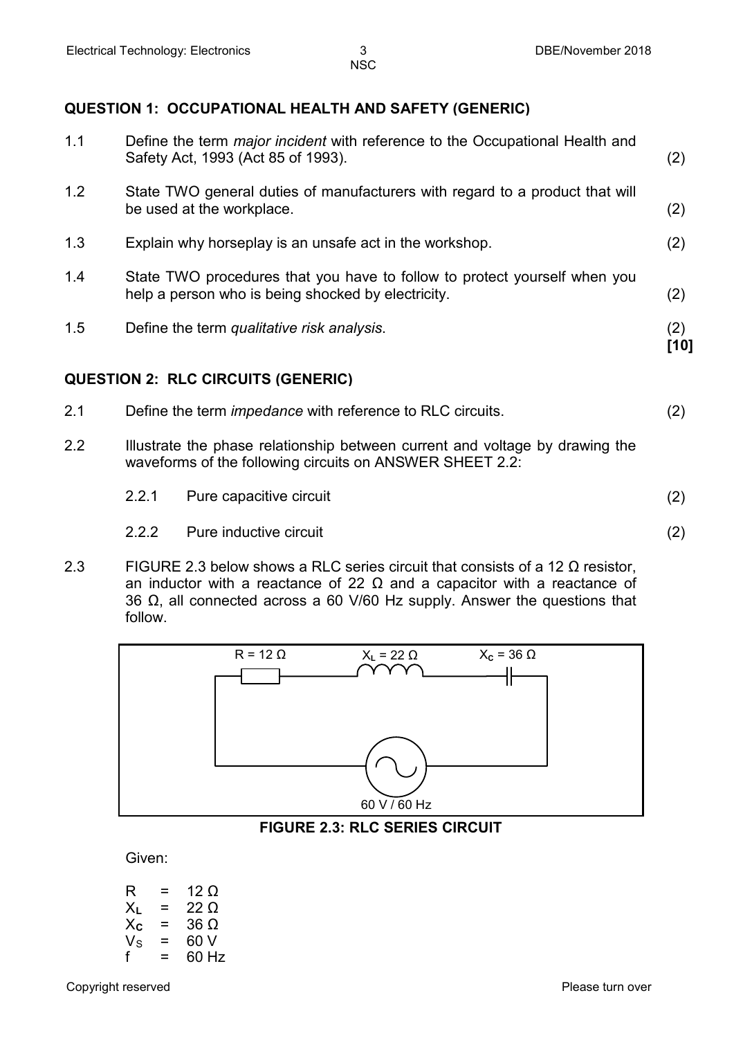## QUESTION 1: OCCUPATIONAL HEALTH AND SAFETY (GENERIC)

1.1 Define the term *major incident* with reference to the Occupational Health and Safety Act, 1993 (Act 85 of 1993). (2)

1.2 State TWO general duties of manufacturers with regard to a product that will be used at the workplace. (2)

1.3 Explain why horseplay is an unsafe act in the workshop. (2)

1.4 State TWO procedures that you have to follow to protect yourself when you help a person who is being shocked by electricity. (2)

1.5 Define the term *qualitative risk analysis*. (2)
**[10]**

## QUESTION 2: RLC CIRCUITS (GENERIC)

2.1 Define the term *impedance* with reference to RLC circuits. (2)

2.2 Illustrate the phase relationship between current and voltage by drawing the waveforms of the following circuits on ANSWER SHEET 2.2:

2.2.1 Pure capacitive circuit (2)

2.2.2 Pure inductive circuit (2)

2.3 FIGURE 2.3 below shows a RLC series circuit that consists of a 12 Ω resistor, an inductor with a reactance of 22 Ω and a capacitor with a reactance of 36 Ω, all connected across a 60 V/60 Hz supply. Answer the questions that follow.

R = 12 Ω    $X_L$ = 22 Ω    $X_C$ = 36 Ω

60 V / 60 Hz

**FIGURE 2.3: RLC SERIES CIRCUIT**

Given:

$R = 12\ \Omega$
$X_L = 22\ \Omega$
$X_C = 36\ \Omega$
$V_S = 60\ V$
$f = 60\ Hz$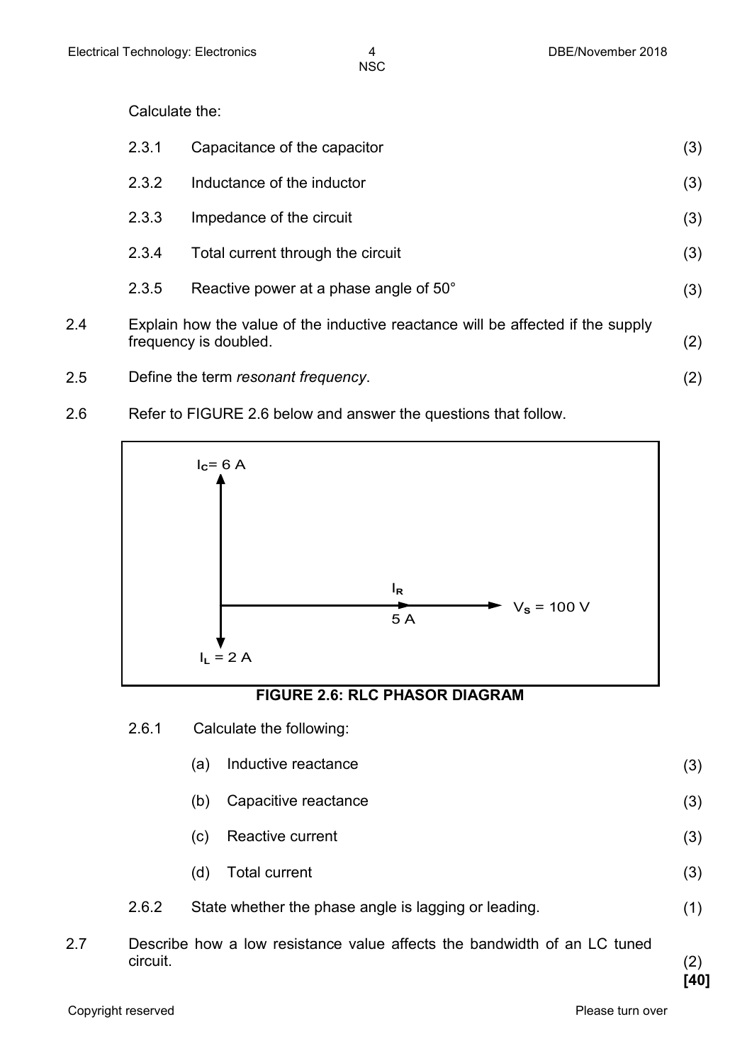Calculate the:

| | | |
|---|---|---|
| 2.3.1 | Capacitance of the capacitor | (3) |
| 2.3.2 | Inductance of the inductor | (3) |
| 2.3.3 | Impedance of the circuit | (3) |
| 2.3.4 | Total current through the circuit | (3) |
| 2.3.5 | Reactive power at a phase angle of 50° | (3) |

2.4 Explain how the value of the inductive reactance will be affected if the supply frequency is doubled. (2)

2.5 Define the term *resonant frequency*. (2)

2.6 Refer to FIGURE 2.6 below and answer the questions that follow.

$I_C$ = 6 A

$I_R$ 5 A

$V_S$ = 100 V

$I_L$ = 2 A

**FIGURE 2.6: RLC PHASOR DIAGRAM**

2.6.1 Calculate the following:

| | | |
|---|---|---|
| (a) | Inductive reactance | (3) |
| (b) | Capacitive reactance | (3) |
| (c) | Reactive current | (3) |
| (d) | Total current | (3) |

2.6.2 State whether the phase angle is lagging or leading. (1)

2.7 Describe how a low resistance value affects the bandwidth of an LC tuned circuit. (2)

**[40]**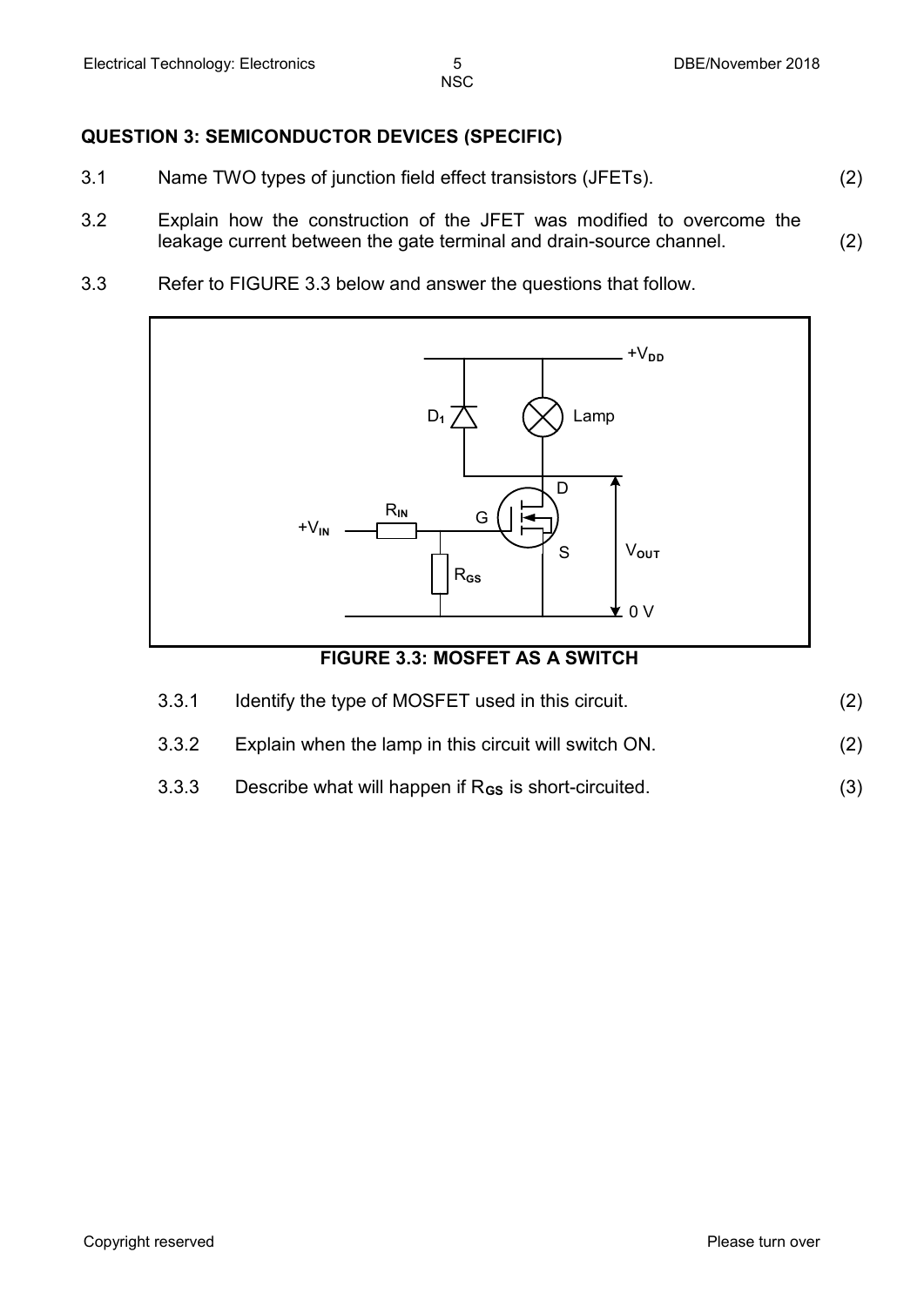## QUESTION 3: SEMICONDUCTOR DEVICES (SPECIFIC)

3.1 Name TWO types of junction field effect transistors (JFETs). (2)

3.2 Explain how the construction of the JFET was modified to overcome the leakage current between the gate terminal and drain-source channel. (2)

3.3 Refer to FIGURE 3.3 below and answer the questions that follow.

**FIGURE 3.3: MOSFET AS A SWITCH**

3.3.1 Identify the type of MOSFET used in this circuit. (2)

3.3.2 Explain when the lamp in this circuit will switch ON. (2)

3.3.3 Describe what will happen if $R_{GS}$ is short-circuited. (3)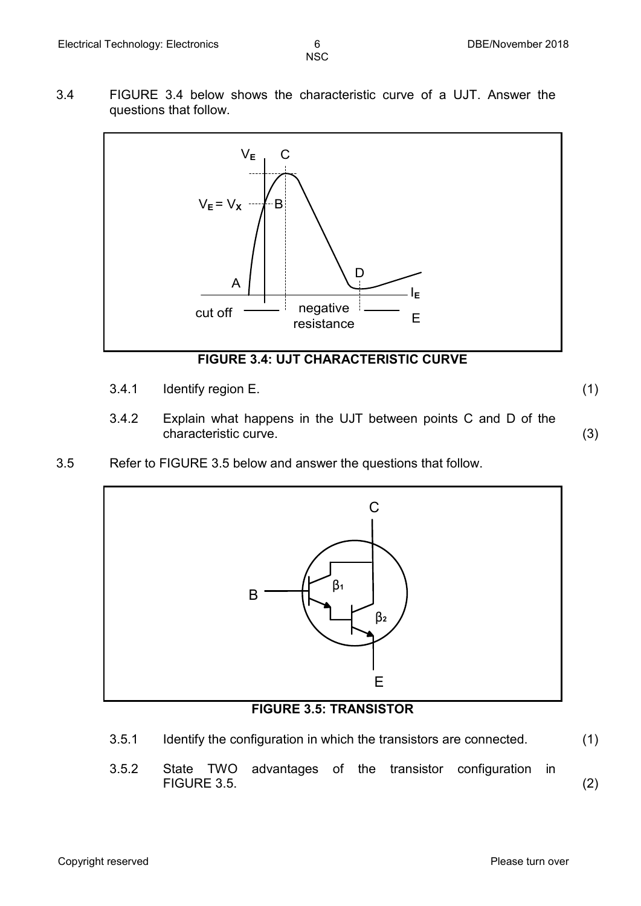3.4 FIGURE 3.4 below shows the characteristic curve of a UJT. Answer the questions that follow.

**FIGURE 3.4: UJT CHARACTERISTIC CURVE**

3.4.1 Identify region E. (1)

3.4.2 Explain what happens in the UJT between points C and D of the characteristic curve. (3)

3.5 Refer to FIGURE 3.5 below and answer the questions that follow.

**FIGURE 3.5: TRANSISTOR**

3.5.1 Identify the configuration in which the transistors are connected. (1)

3.5.2 State TWO advantages of the transistor configuration in FIGURE 3.5. (2)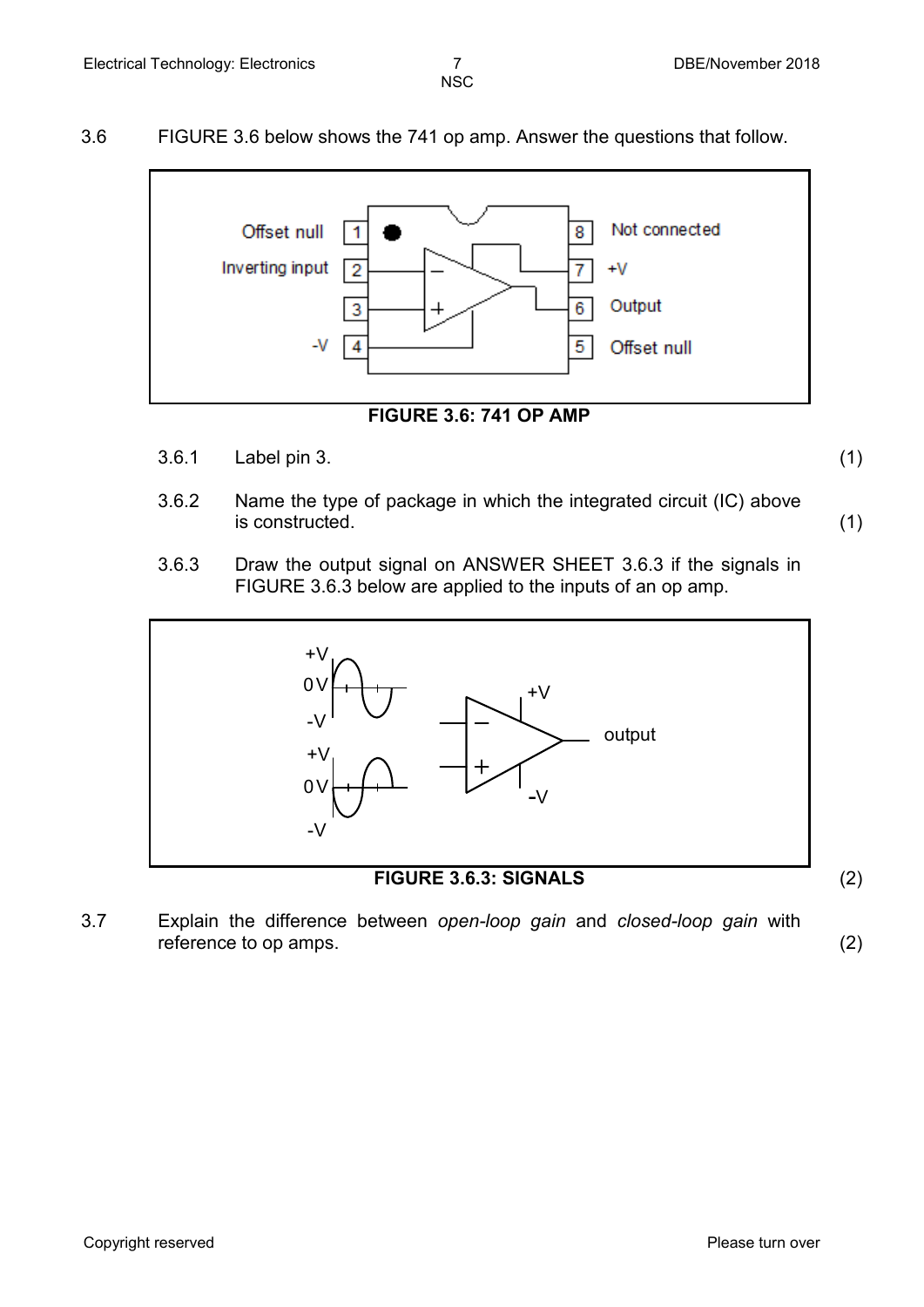3.6 FIGURE 3.6 below shows the 741 op amp. Answer the questions that follow.

**FIGURE 3.6: 741 OP AMP**

3.6.1 Label pin 3. (1)

3.6.2 Name the type of package in which the integrated circuit (IC) above is constructed. (1)

3.6.3 Draw the output signal on ANSWER SHEET 3.6.3 if the signals in FIGURE 3.6.3 below are applied to the inputs of an op amp.

**FIGURE 3.6.3: SIGNALS** (2)

3.7 Explain the difference between *open-loop gain* and *closed-loop gain* with reference to op amps. (2)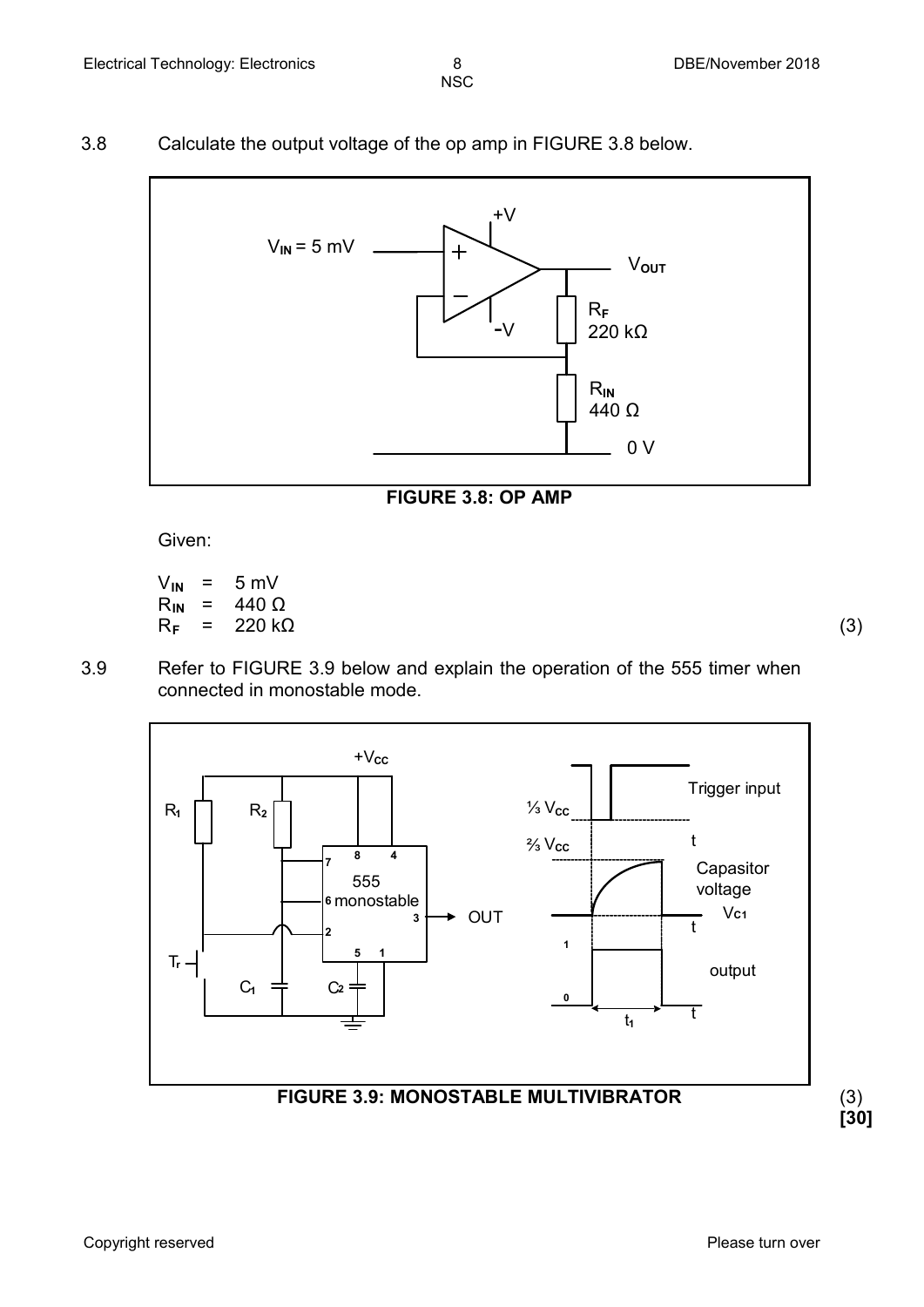3.8 Calculate the output voltage of the op amp in FIGURE 3.8 below.

**FIGURE 3.8: OP AMP**

Given:

$V_{IN}$ = 5 mV
$R_{IN}$ = 440 Ω
$R_F$ = 220 kΩ (3)

3.9 Refer to FIGURE 3.9 below and explain the operation of the 555 timer when connected in monostable mode.

**FIGURE 3.9: MONOSTABLE MULTIVIBRATOR** (3)

**[30]**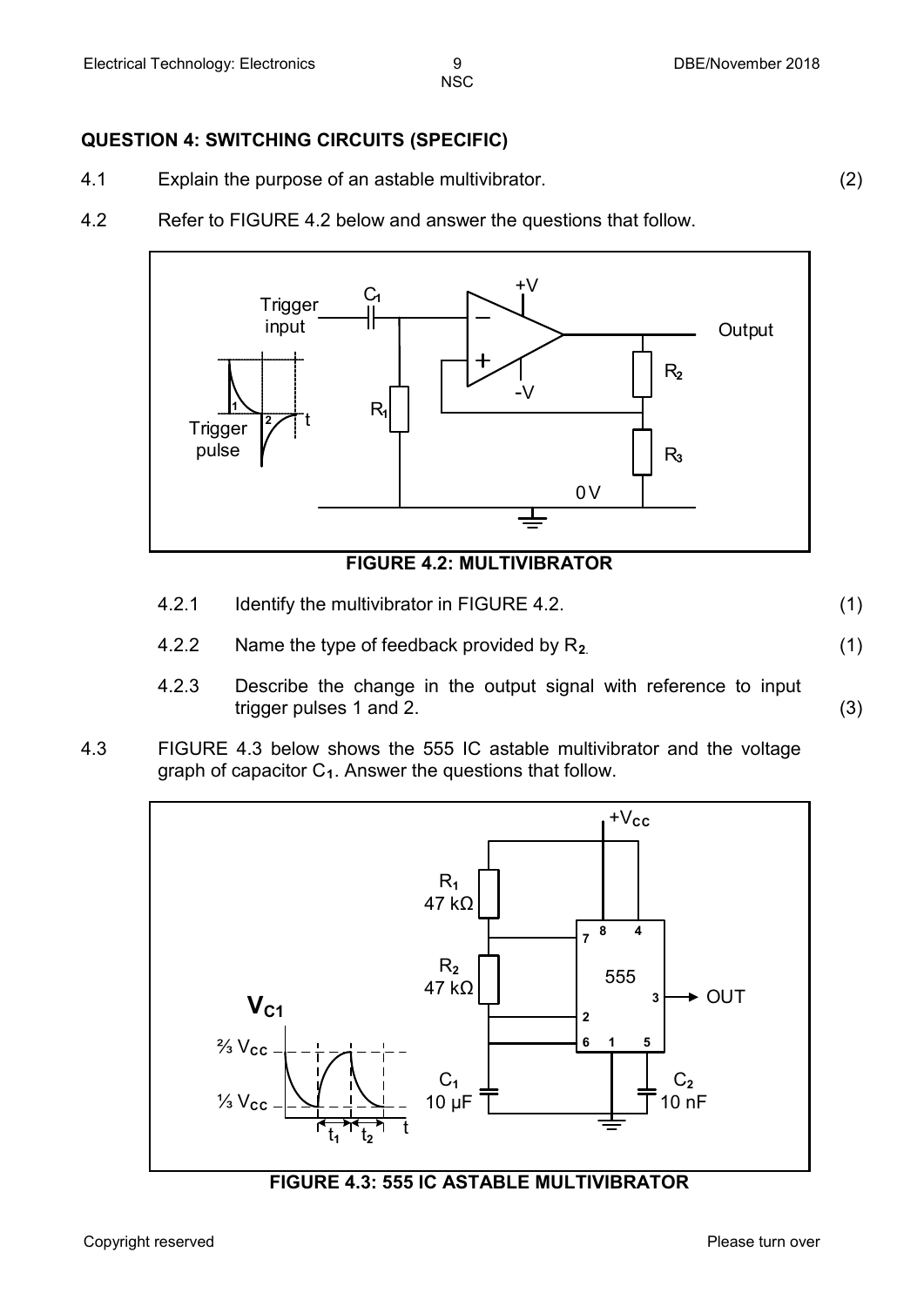## QUESTION 4: SWITCHING CIRCUITS (SPECIFIC)

4.1 Explain the purpose of an astable multivibrator. (2)

4.2 Refer to FIGURE 4.2 below and answer the questions that follow.

**FIGURE 4.2: MULTIVIBRATOR**

4.2.1 Identify the multivibrator in FIGURE 4.2. (1)

4.2.2 Name the type of feedback provided by $R_2$. (1)

4.2.3 Describe the change in the output signal with reference to input trigger pulses 1 and 2. (3)

4.3 FIGURE 4.3 below shows the 555 IC astable multivibrator and the voltage graph of capacitor $C_1$. Answer the questions that follow.

**FIGURE 4.3: 555 IC ASTABLE MULTIVIBRATOR**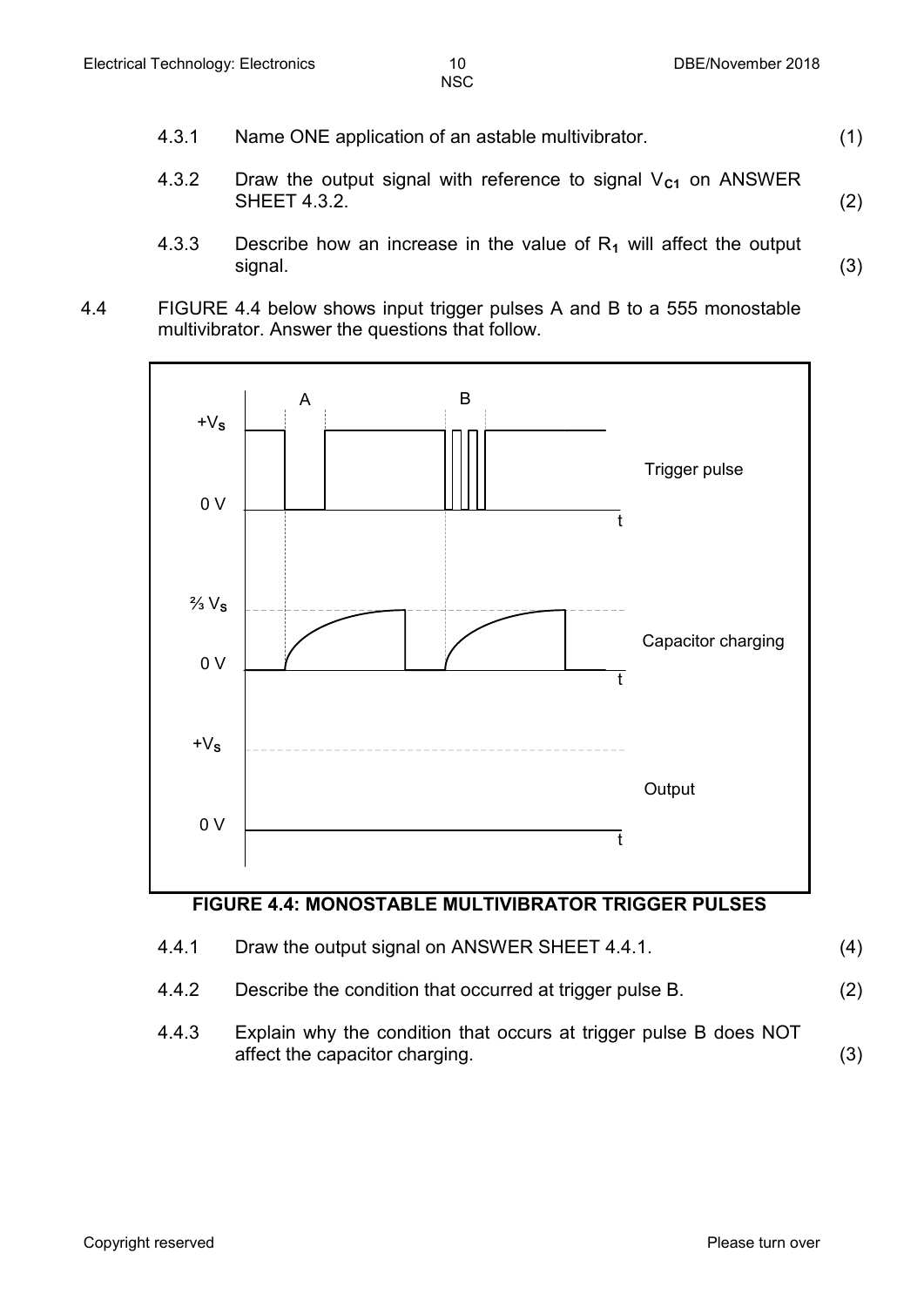4.3.1 Name ONE application of an astable multivibrator. (1)

4.3.2 Draw the output signal with reference to signal $V_{C1}$ on ANSWER SHEET 4.3.2. (2)

4.3.3 Describe how an increase in the value of $R_1$ will affect the output signal. (3)

4.4 FIGURE 4.4 below shows input trigger pulses A and B to a 555 monostable multivibrator. Answer the questions that follow.

**FIGURE 4.4: MONOSTABLE MULTIVIBRATOR TRIGGER PULSES**

4.4.1 Draw the output signal on ANSWER SHEET 4.4.1. (4)

4.4.2 Describe the condition that occurred at trigger pulse B. (2)

4.4.3 Explain why the condition that occurs at trigger pulse B does NOT affect the capacitor charging. (3)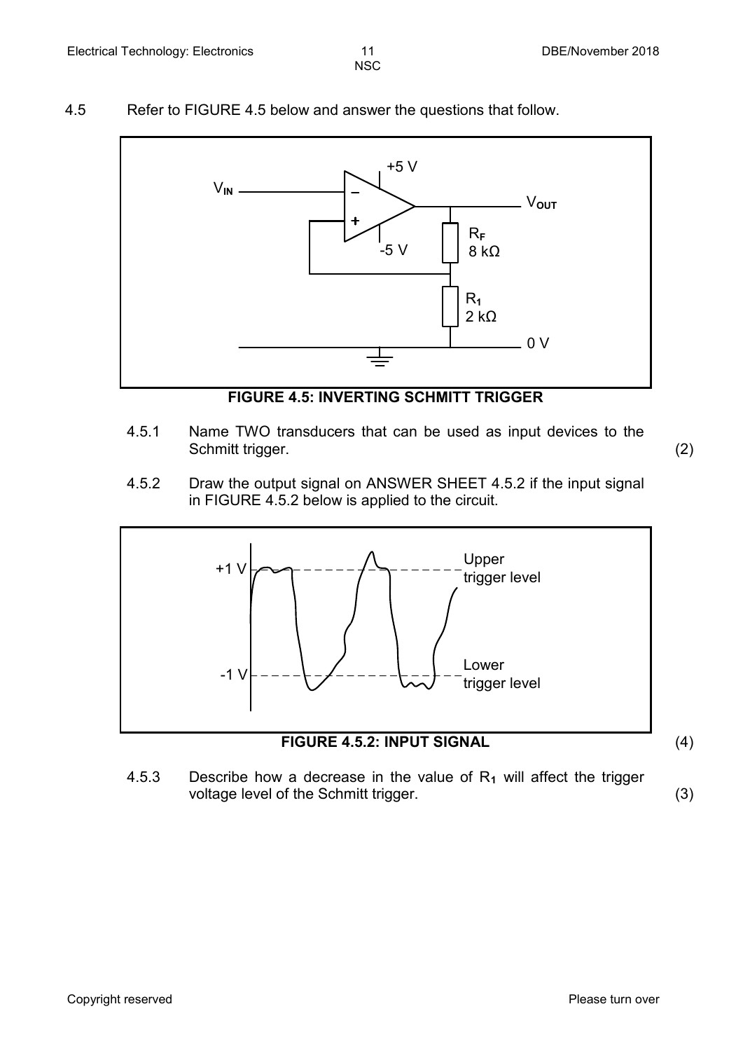4.5 Refer to FIGURE 4.5 below and answer the questions that follow.

**FIGURE 4.5: INVERTING SCHMITT TRIGGER**

4.5.1 Name TWO transducers that can be used as input devices to the Schmitt trigger. (2)

4.5.2 Draw the output signal on ANSWER SHEET 4.5.2 if the input signal in FIGURE 4.5.2 below is applied to the circuit.

**FIGURE 4.5.2: INPUT SIGNAL** (4)

4.5.3 Describe how a decrease in the value of $R_1$ will affect the trigger voltage level of the Schmitt trigger. (3)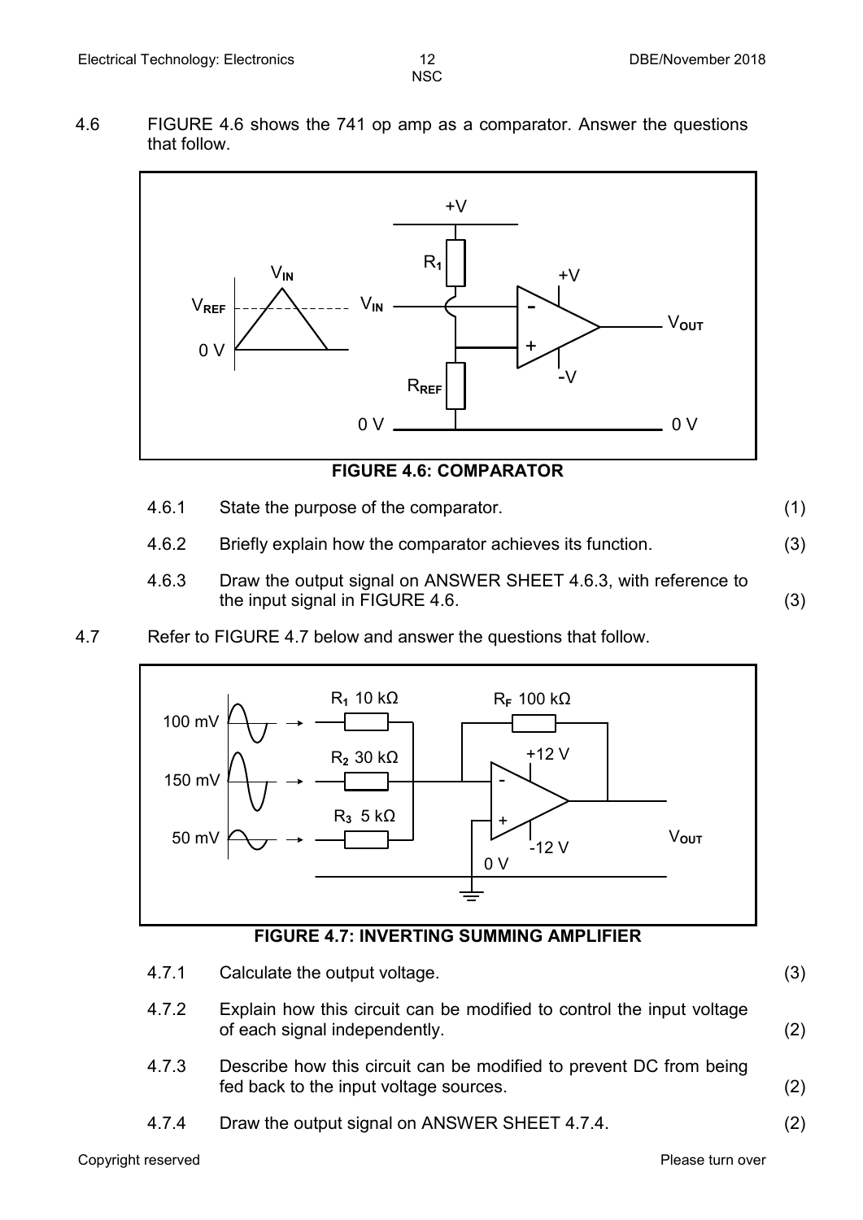4.6 FIGURE 4.6 shows the 741 op amp as a comparator. Answer the questions that follow.

**FIGURE 4.6: COMPARATOR**

4.6.1 State the purpose of the comparator. (1)

4.6.2 Briefly explain how the comparator achieves its function. (3)

4.6.3 Draw the output signal on ANSWER SHEET 4.6.3, with reference to the input signal in FIGURE 4.6. (3)

4.7 Refer to FIGURE 4.7 below and answer the questions that follow.

**FIGURE 4.7: INVERTING SUMMING AMPLIFIER**

4.7.1 Calculate the output voltage. (3)

4.7.2 Explain how this circuit can be modified to control the input voltage of each signal independently. (2)

4.7.3 Describe how this circuit can be modified to prevent DC from being fed back to the input voltage sources. (2)

4.7.4 Draw the output signal on ANSWER SHEET 4.7.4. (2)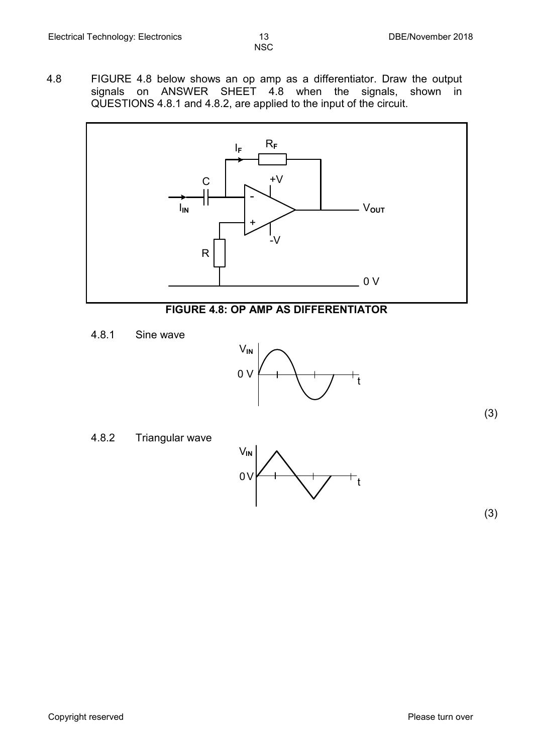4.8 FIGURE 4.8 below shows an op amp as a differentiator. Draw the output signals on ANSWER SHEET 4.8 when the signals, shown in QUESTIONS 4.8.1 and 4.8.2, are applied to the input of the circuit.

**FIGURE 4.8: OP AMP AS DIFFERENTIATOR**

4.8.1 Sine wave (3)

4.8.2 Triangular wave (3)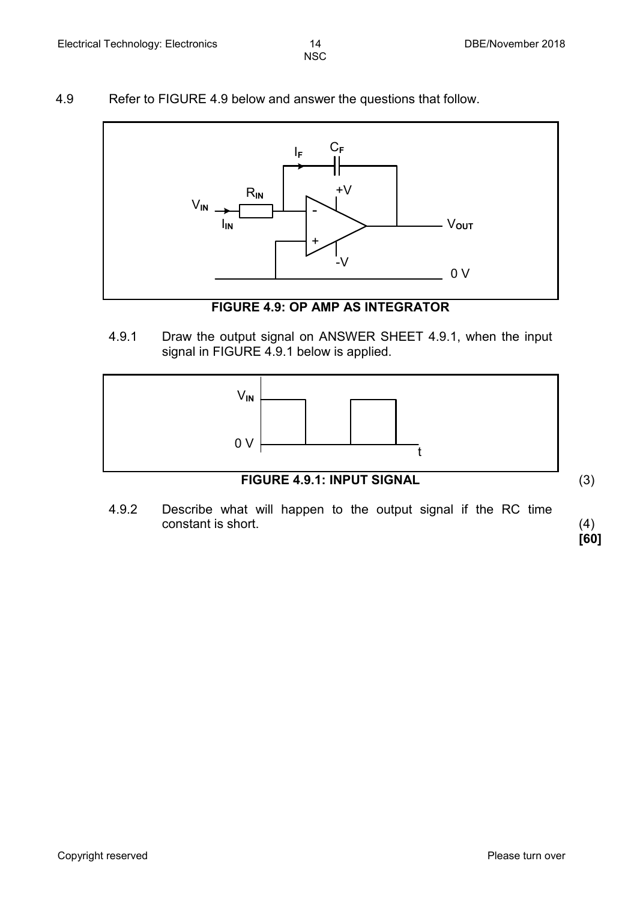4.9 Refer to FIGURE 4.9 below and answer the questions that follow.

**FIGURE 4.9: OP AMP AS INTEGRATOR**

4.9.1 Draw the output signal on ANSWER SHEET 4.9.1, when the input signal in FIGURE 4.9.1 below is applied.

**FIGURE 4.9.1: INPUT SIGNAL** (3)

4.9.2 Describe what will happen to the output signal if the RC time constant is short. (4)

**[60]**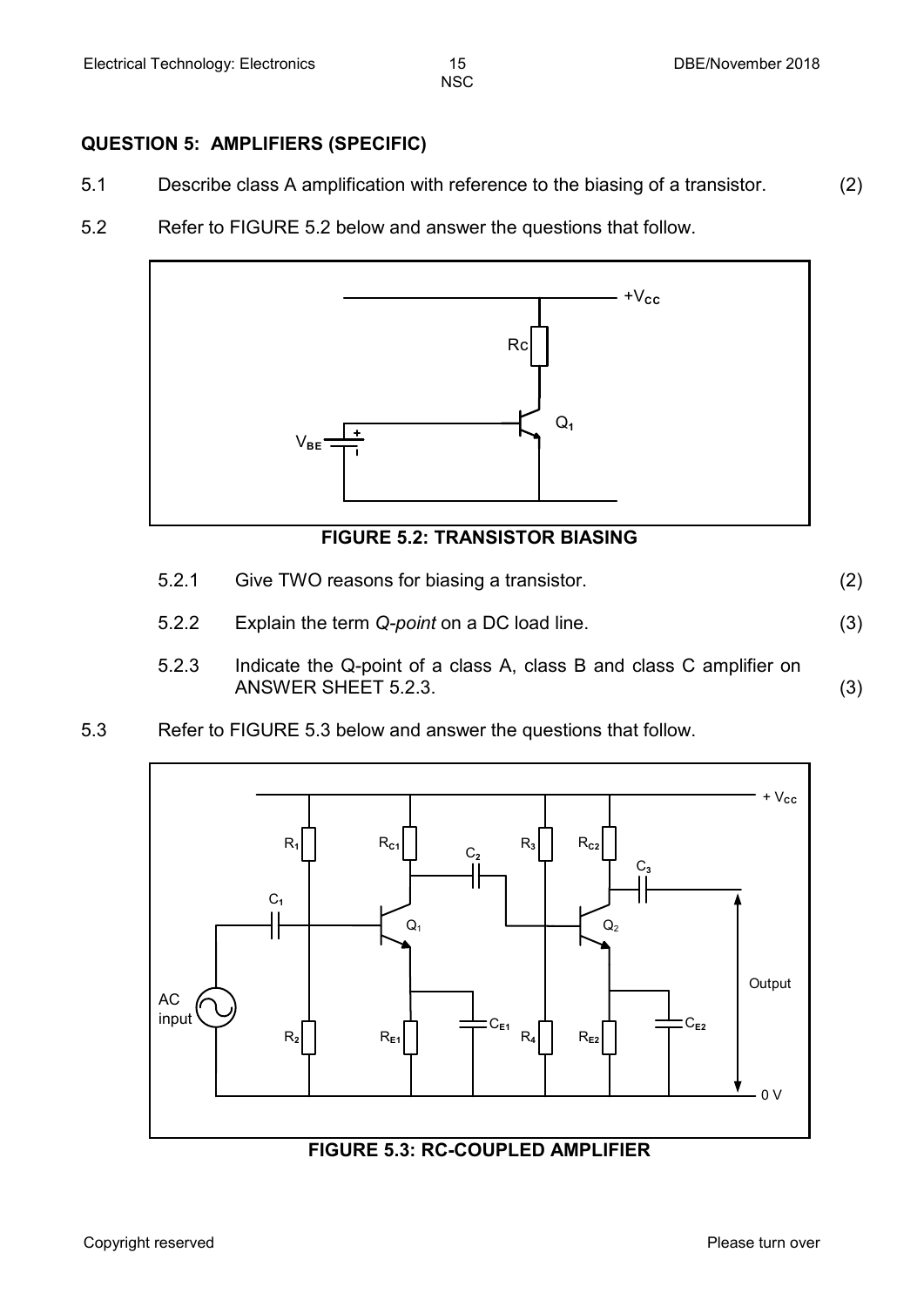## QUESTION 5: AMPLIFIERS (SPECIFIC)

5.1 Describe class A amplification with reference to the biasing of a transistor. (2)

5.2 Refer to FIGURE 5.2 below and answer the questions that follow.

**FIGURE 5.2: TRANSISTOR BIASING**

5.2.1 Give TWO reasons for biasing a transistor. (2)

5.2.2 Explain the term *Q-point* on a DC load line. (3)

5.2.3 Indicate the Q-point of a class A, class B and class C amplifier on ANSWER SHEET 5.2.3. (3)

5.3 Refer to FIGURE 5.3 below and answer the questions that follow.

**FIGURE 5.3: RC-COUPLED AMPLIFIER**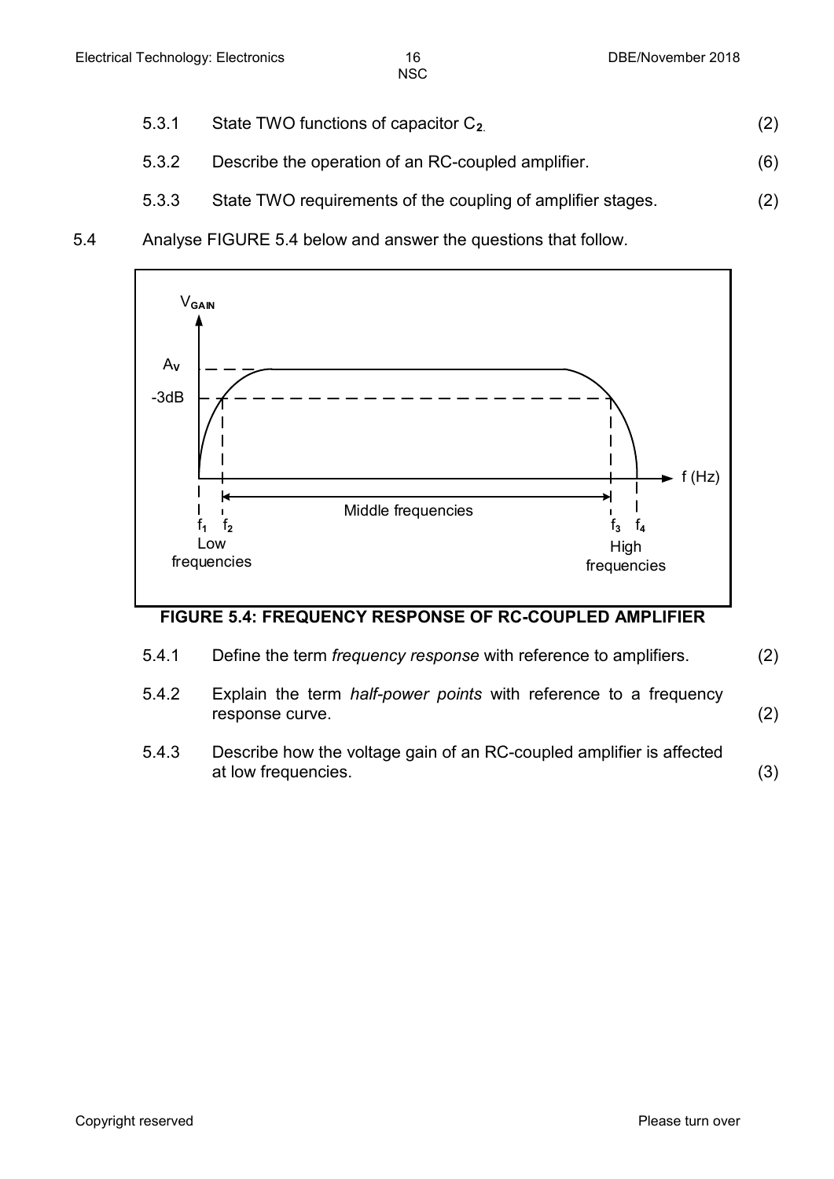5.3.1 State TWO functions of capacitor $C_2$. (2)

5.3.2 Describe the operation of an RC-coupled amplifier. (6)

5.3.3 State TWO requirements of the coupling of amplifier stages. (2)

5.4 Analyse FIGURE 5.4 below and answer the questions that follow.

**FIGURE 5.4: FREQUENCY RESPONSE OF RC-COUPLED AMPLIFIER**

5.4.1 Define the term *frequency response* with reference to amplifiers. (2)

5.4.2 Explain the term *half-power points* with reference to a frequency response curve. (2)

5.4.3 Describe how the voltage gain of an RC-coupled amplifier is affected at low frequencies. (3)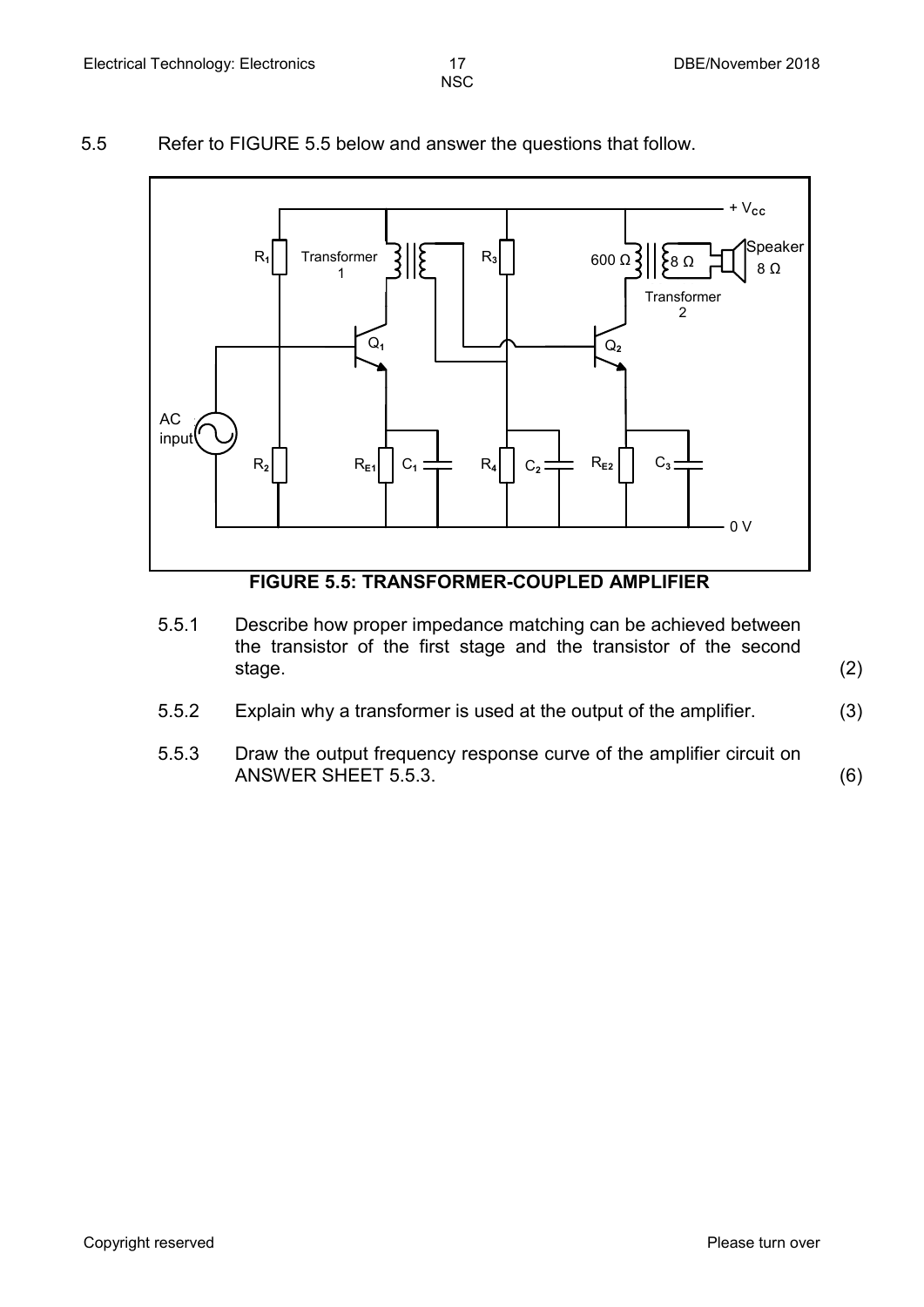5.5 Refer to FIGURE 5.5 below and answer the questions that follow.

**FIGURE 5.5: TRANSFORMER-COUPLED AMPLIFIER**

5.5.1 Describe how proper impedance matching can be achieved between the transistor of the first stage and the transistor of the second stage. (2)

5.5.2 Explain why a transformer is used at the output of the amplifier. (3)

5.5.3 Draw the output frequency response curve of the amplifier circuit on ANSWER SHEET 5.5.3. (6)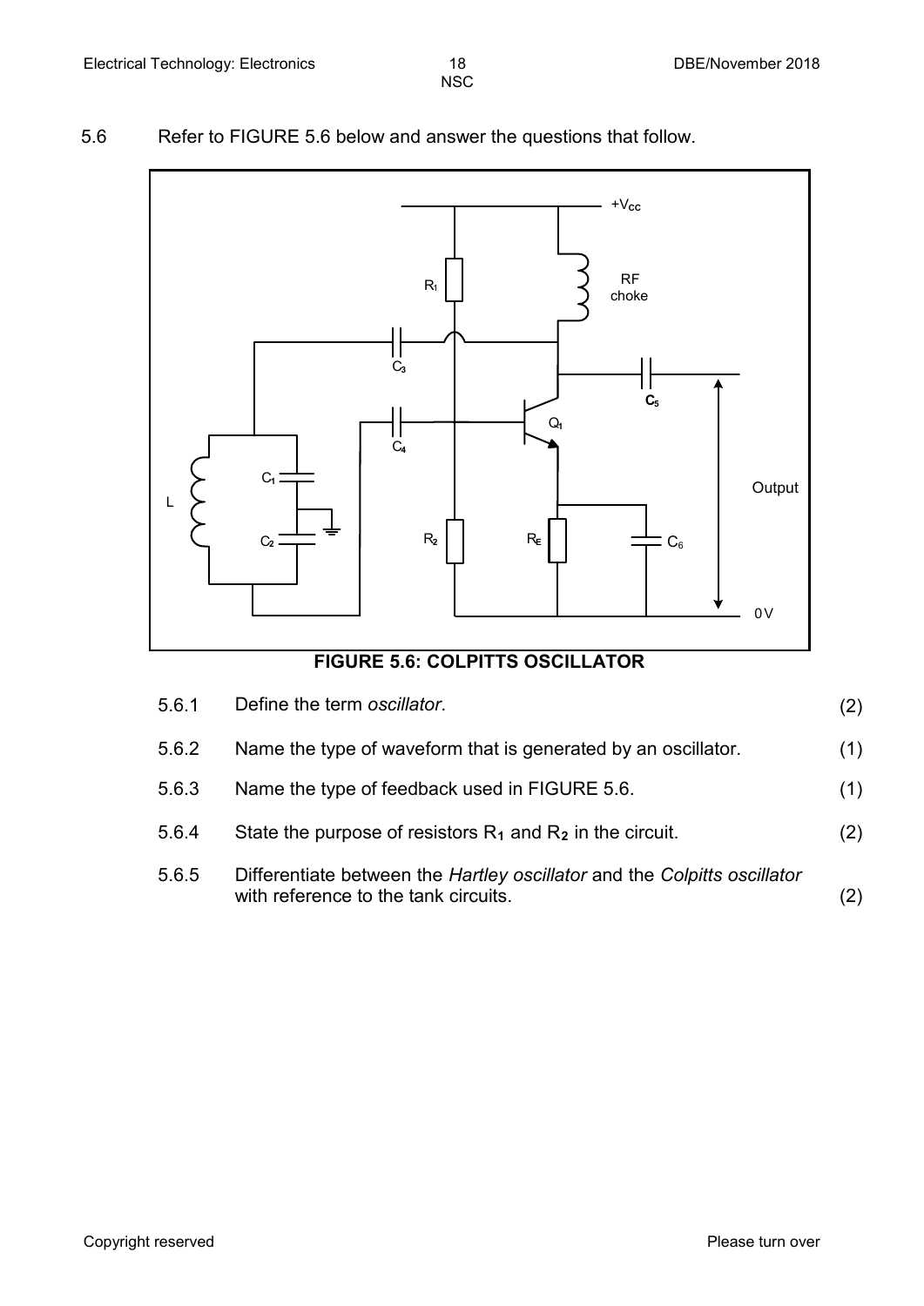5.6 Refer to FIGURE 5.6 below and answer the questions that follow.

**FIGURE 5.6: COLPITTS OSCILLATOR**

| | | |
|---|---|---|
| 5.6.1 | Define the term *oscillator*. | (2) |
| 5.6.2 | Name the type of waveform that is generated by an oscillator. | (1) |
| 5.6.3 | Name the type of feedback used in FIGURE 5.6. | (1) |
| 5.6.4 | State the purpose of resistors $R_1$ and $R_2$ in the circuit. | (2) |
| 5.6.5 | Differentiate between the *Hartley oscillator* and the *Colpitts oscillator* with reference to the tank circuits. | (2) |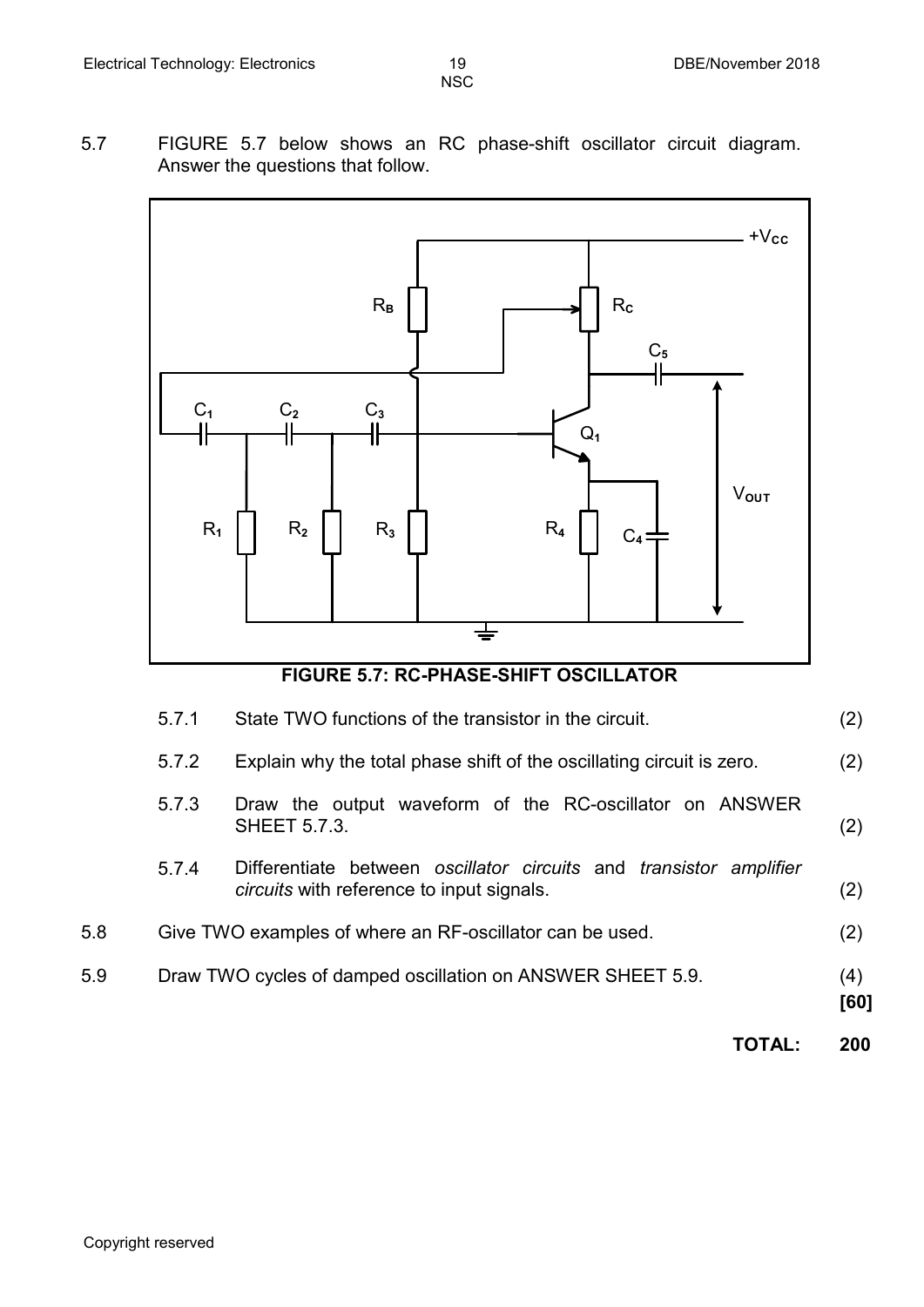5.7 FIGURE 5.7 below shows an RC phase-shift oscillator circuit diagram. Answer the questions that follow.

**FIGURE 5.7: RC-PHASE-SHIFT OSCILLATOR**

5.7.1 State TWO functions of the transistor in the circuit. (2)

5.7.2 Explain why the total phase shift of the oscillating circuit is zero. (2)

5.7.3 Draw the output waveform of the RC-oscillator on ANSWER SHEET 5.7.3. (2)

5.7.4 Differentiate between *oscillator circuits* and *transistor amplifier circuits* with reference to input signals. (2)

5.8 Give TWO examples of where an RF-oscillator can be used. (2)

5.9 Draw TWO cycles of damped oscillation on ANSWER SHEET 5.9. (4)

**[60]**

**TOTAL: 200**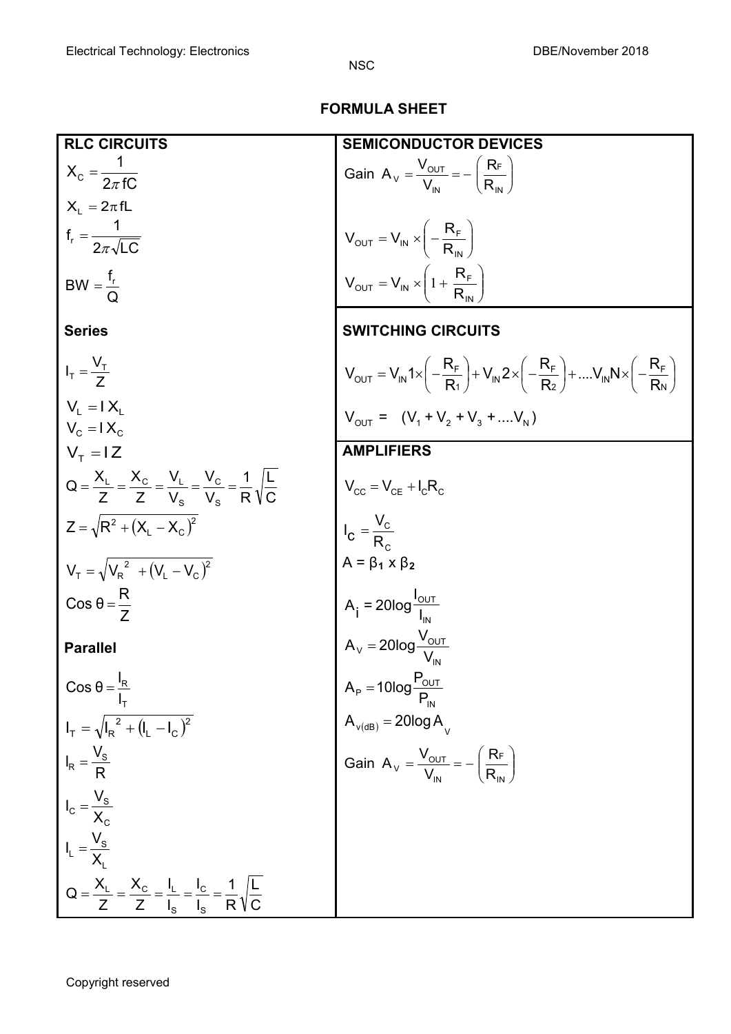# FORMULA SHEET

## RLC CIRCUITS

$$X_C = \frac{1}{2\pi fC}$$

$$X_L = 2\pi fL$$

$$f_r = \frac{1}{2\pi\sqrt{LC}}$$

$$BW = \frac{f_r}{Q}$$

### Series

$$I_T = \frac{V_T}{Z}$$

$$V_L = I\,X_L$$

$$V_C = I\,X_C$$

$$V_T = I\,Z$$

$$Q = \frac{X_L}{Z} = \frac{X_C}{Z} = \frac{V_L}{V_S} = \frac{V_C}{V_S} = \frac{1}{R}\sqrt{\frac{L}{C}}$$

$$Z = \sqrt{R^2 + (X_L - X_C)^2}$$

$$V_T = \sqrt{V_R^{\,2} + (V_L - V_C)^2}$$

$$\text{Cos}\,\theta = \frac{R}{Z}$$

### Parallel

$$\text{Cos}\,\theta = \frac{I_R}{I_T}$$

$$I_T = \sqrt{I_R^{\,2} + (I_L - I_C)^2}$$

$$I_R = \frac{V_S}{R}$$

$$I_C = \frac{V_S}{X_C}$$

$$I_L = \frac{V_S}{X_L}$$

$$Q = \frac{X_L}{Z} = \frac{X_C}{Z} = \frac{I_L}{I_S} = \frac{I_C}{I_S} = \frac{1}{R}\sqrt{\frac{L}{C}}$$

## SEMICONDUCTOR DEVICES

$$\text{Gain } A_V = \frac{V_{OUT}}{V_{IN}} = -\left(\frac{R_F}{R_{IN}}\right)$$

$$V_{OUT} = V_{IN} \times \left(-\frac{R_F}{R_{IN}}\right)$$

$$V_{OUT} = V_{IN} \times \left(1 + \frac{R_F}{R_{IN}}\right)$$

## SWITCHING CIRCUITS

$$V_{OUT} = V_{IN}1 \times \left(-\frac{R_F}{R_1}\right) + V_{IN}2 \times \left(-\frac{R_F}{R_2}\right) + \ldots V_{IN}N \times \left(-\frac{R_F}{R_N}\right)$$

$$V_{OUT} = (V_1 + V_2 + V_3 + \ldots V_N)$$

## AMPLIFIERS

$$V_{CC} = V_{CE} + I_C R_C$$

$$I_C = \frac{V_C}{R_C}$$

$$A = \beta_1 \times \beta_2$$

$$A_i = 20\log\frac{I_{OUT}}{I_{IN}}$$

$$A_V = 20\log\frac{V_{OUT}}{V_{IN}}$$

$$A_P = 10\log\frac{P_{OUT}}{P_{IN}}$$

$$A_{v(dB)} = 20\log A_V$$

$$\text{Gain } A_V = \frac{V_{OUT}}{V_{IN}} = -\left(\frac{R_F}{R_{IN}}\right)$$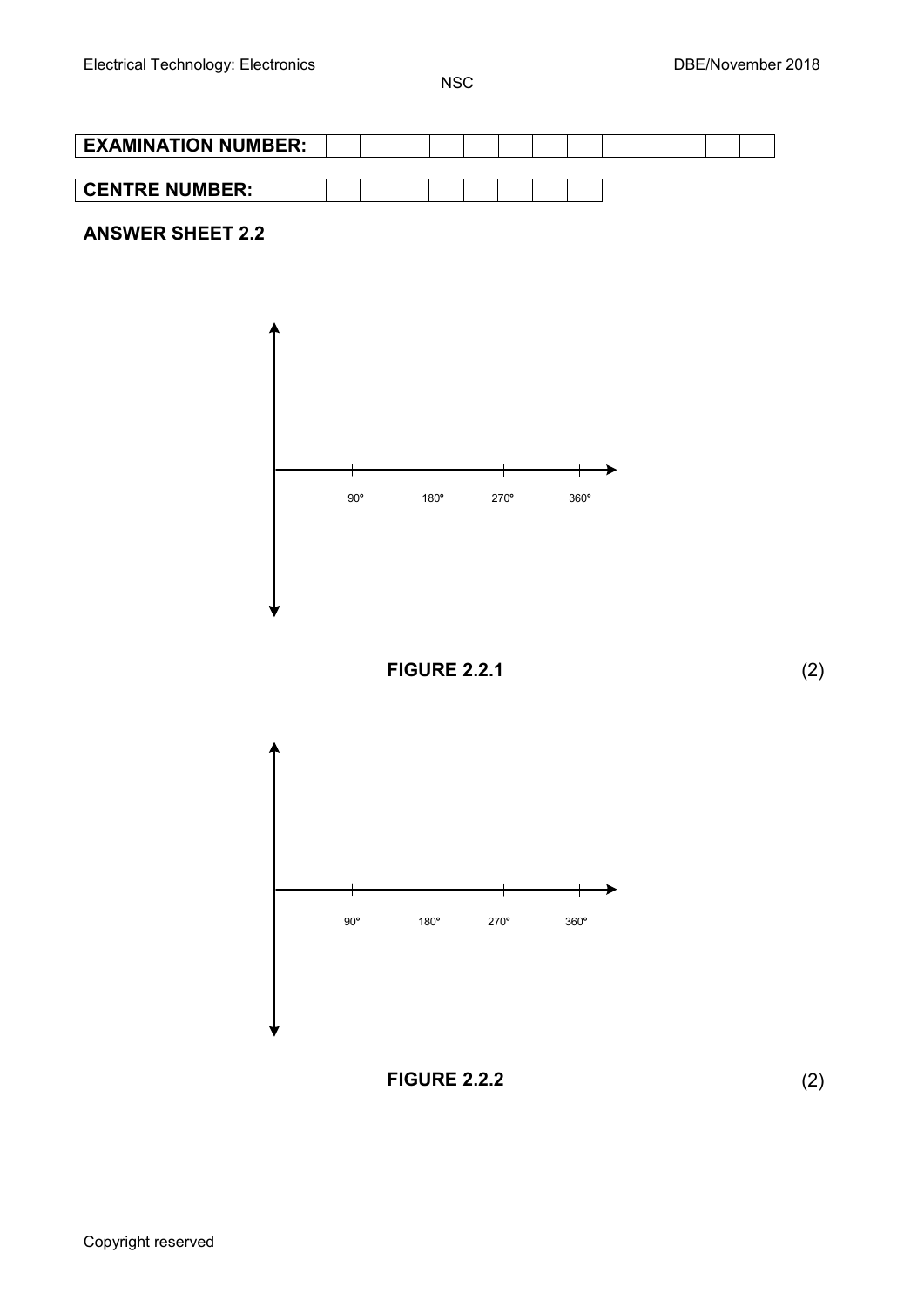| **EXAMINATION NUMBER:** | | | | | | | | | | | | | |
|---|---|---|---|---|---|---|---|---|---|---|---|---|---|

| **CENTRE NUMBER:** | | | | | | | | |
|---|---|---|---|---|---|---|---|---|

**ANSWER SHEET 2.2**

90° 180° 270° 360°

**FIGURE 2.2.1** (2)

90° 180° 270° 360°

**FIGURE 2.2.2** (2)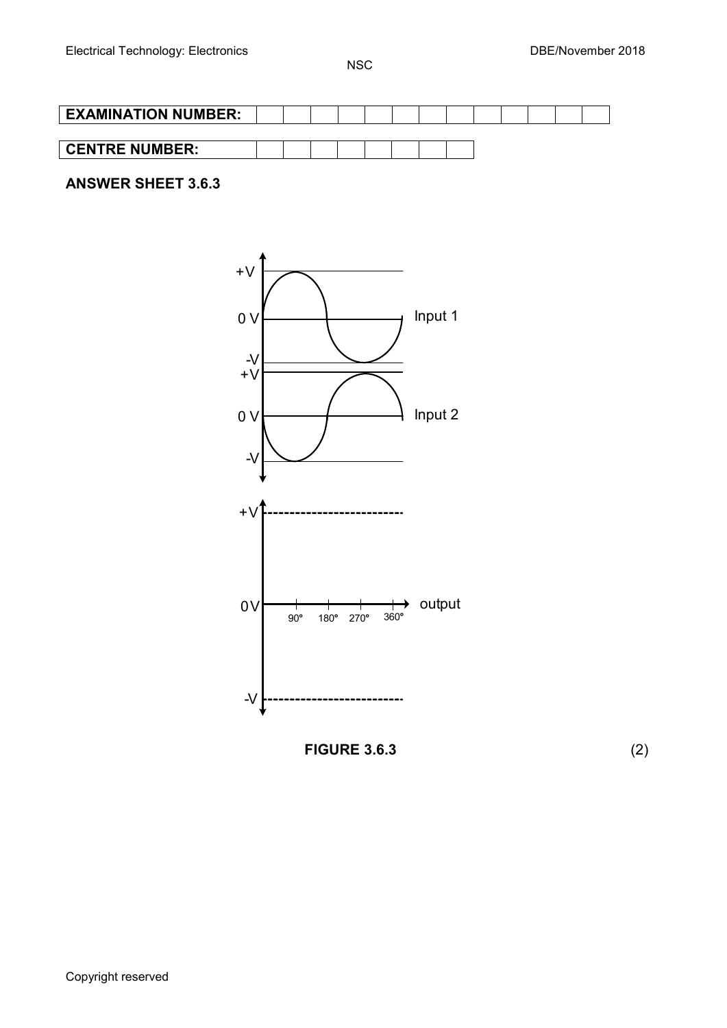| **EXAMINATION NUMBER:** | | | | | | | | | | | | | |
|---|---|---|---|---|---|---|---|---|---|---|---|---|---|

| **CENTRE NUMBER:** | | | | | | | | |
|---|---|---|---|---|---|---|---|---|

**ANSWER SHEET 3.6.3**

+V

0 V Input 1

-V

+V

0 V Input 2

-V

+V

0V output

90° 180° 270° 360°

-V

**FIGURE 3.6.3** (2)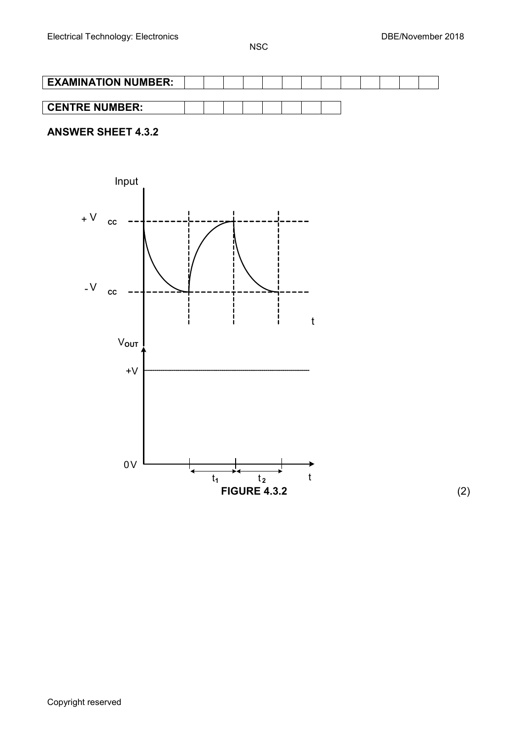| **EXAMINATION NUMBER:** | | | | | | | | | | | | | |
|---|---|---|---|---|---|---|---|---|---|---|---|---|---|

| **CENTRE NUMBER:** | | | | | | | | |
|---|---|---|---|---|---|---|---|---|

**ANSWER SHEET 4.3.2**

Input

$+V_{CC}$

$-V_{CC}$

t

$V_{OUT}$

+V

0 V

$t_1$ $t_2$ t

**FIGURE 4.3.2**

(2)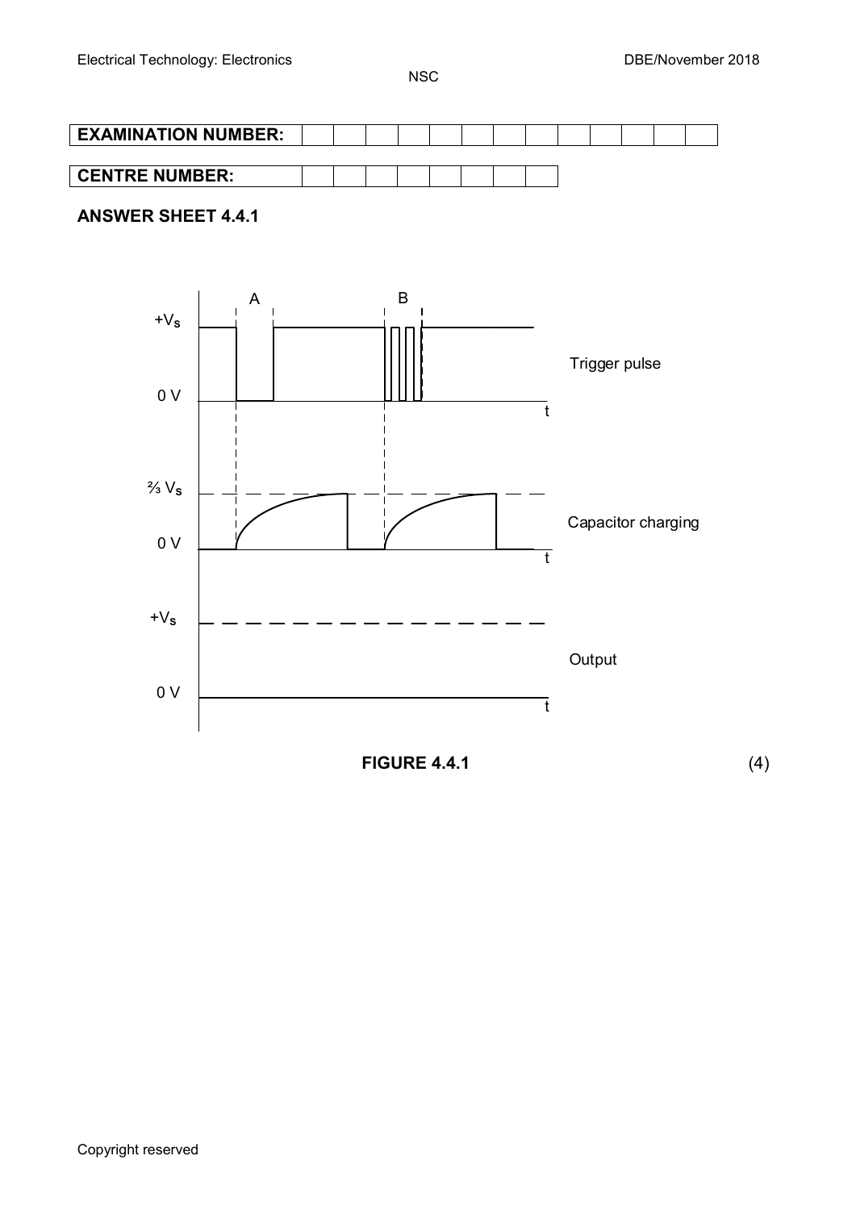| EXAMINATION NUMBER: | | | | | | | | | | | | | |
|---|---|---|---|---|---|---|---|---|---|---|---|---|---|

| CENTRE NUMBER: | | | | | | | | |
|---|---|---|---|---|---|---|---|---|

**ANSWER SHEET 4.4.1**

A B

$+V_s$

0 V

Trigger pulse

t

$\frac{2}{3}V_s$

0 V

Capacitor charging

t

$+V_s$

Output

0 V

t

**FIGURE 4.4.1** (4)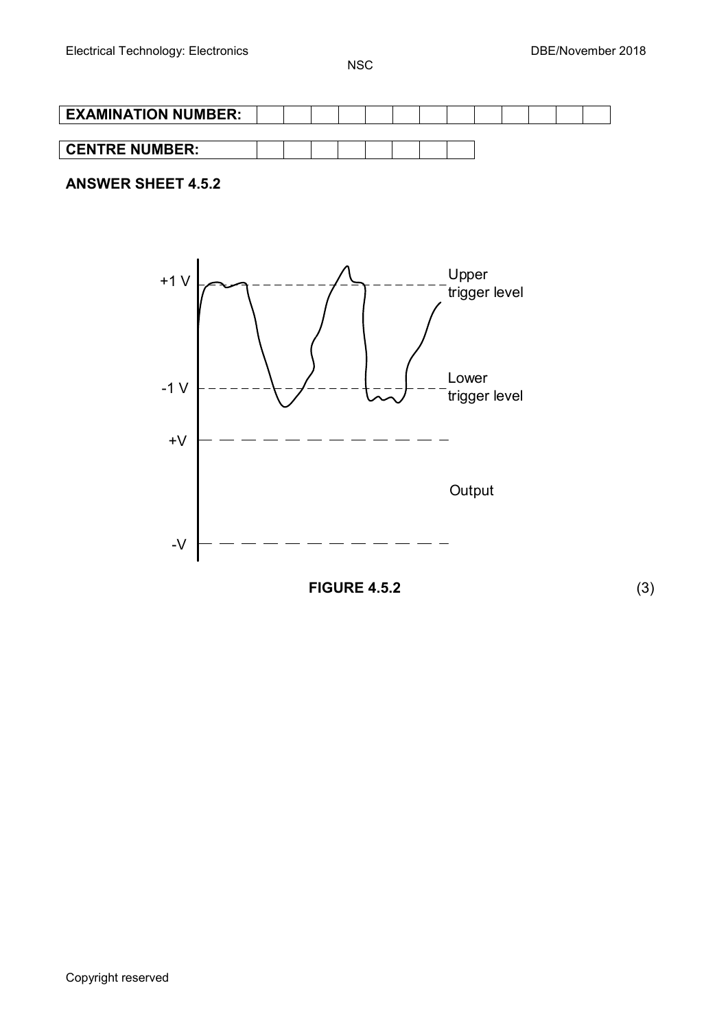| EXAMINATION NUMBER: | | | | | | | | | | | | | |
|---|---|---|---|---|---|---|---|---|---|---|---|---|---|

| CENTRE NUMBER: | | | | | | | | | |
|---|---|---|---|---|---|---|---|---|---|

**ANSWER SHEET 4.5.2**

+1 V

Upper trigger level

-1 V

Lower trigger level

+V

Output

-V

**FIGURE 4.5.2**

(3)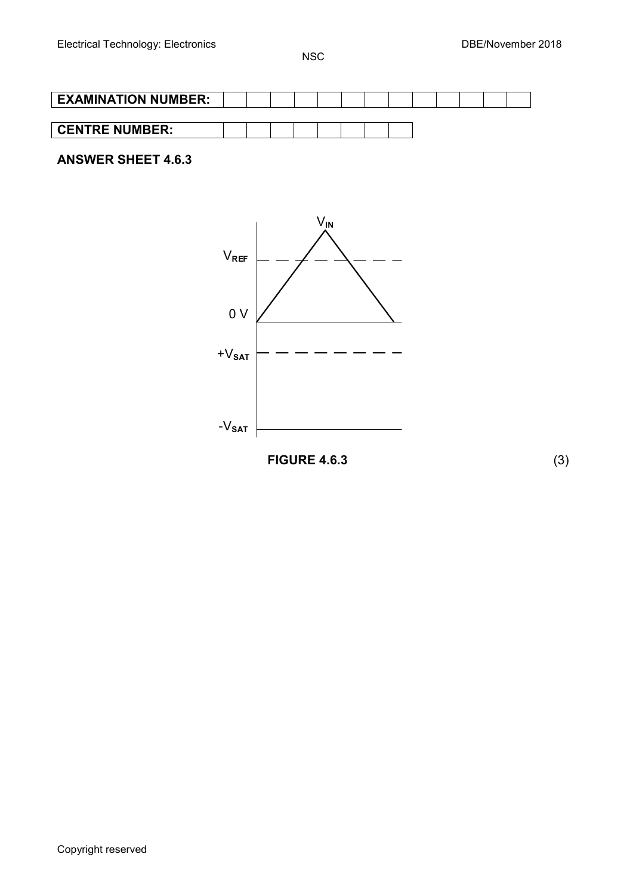| EXAMINATION NUMBER: | | | | | | | | | | | | | |
|---|---|---|---|---|---|---|---|---|---|---|---|---|---|

| CENTRE NUMBER: | | | | | | | | |
|---|---|---|---|---|---|---|---|---|

**ANSWER SHEET 4.6.3**

$V_{IN}$

$V_{REF}$

0 V

$+V_{SAT}$

$-V_{SAT}$

**FIGURE 4.6.3** (3)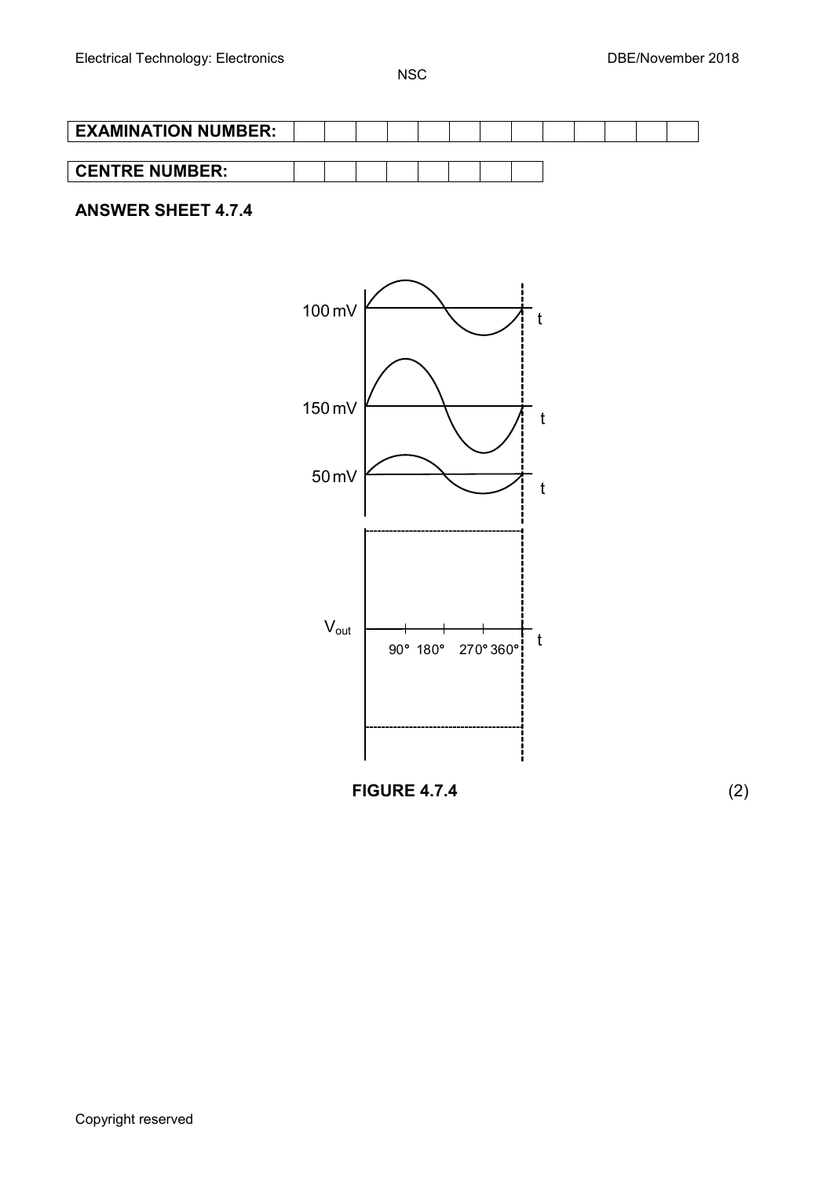| EXAMINATION NUMBER: | | | | | | | | | | | | | |
|---|---|---|---|---|---|---|---|---|---|---|---|---|---|

| CENTRE NUMBER: | | | | | | | | |
|---|---|---|---|---|---|---|---|---|

**ANSWER SHEET 4.7.4**

100 mV

t

150 mV

t

50 mV

t

$V_{out}$

90° 180° 270° 360°

t

**FIGURE 4.7.4** (2)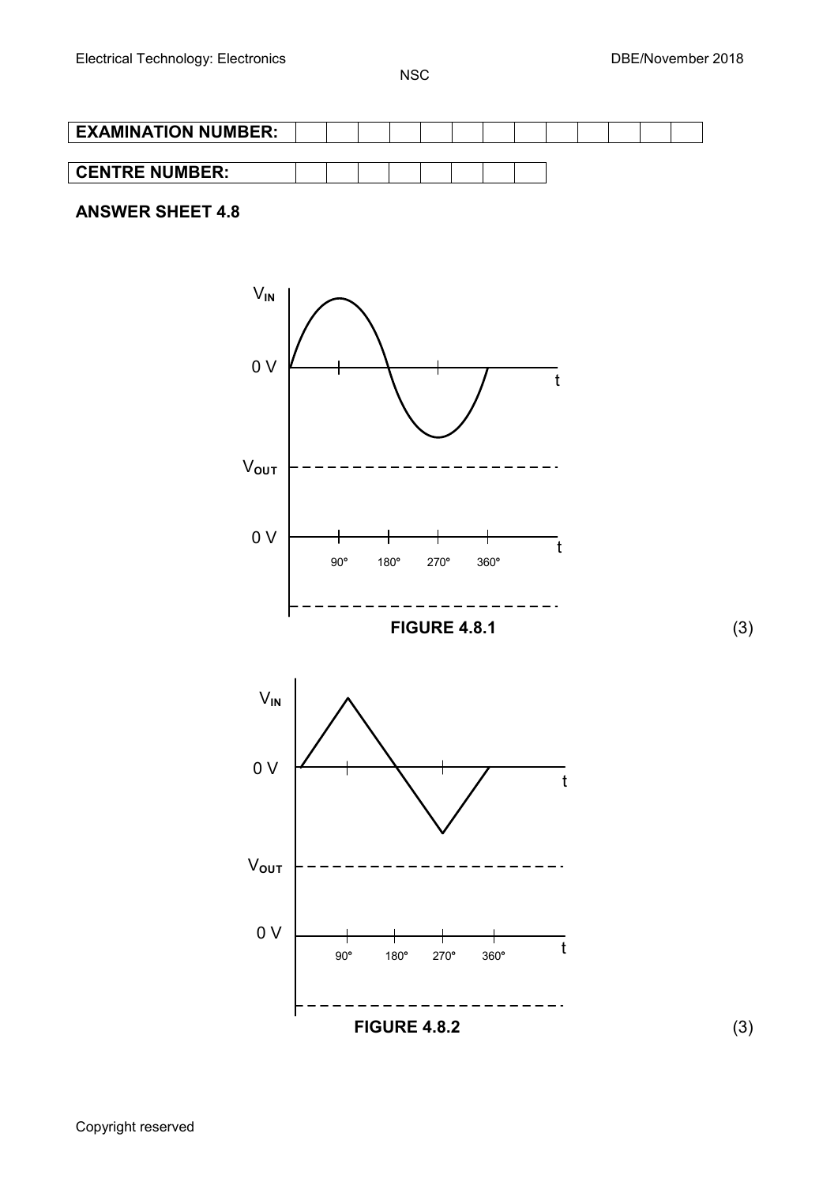| **EXAMINATION NUMBER:** | | | | | | | | | | | | | |
|---|---|---|---|---|---|---|---|---|---|---|---|---|---|

| **CENTRE NUMBER:** | | | | | | | | |
|---|---|---|---|---|---|---|---|---|

**ANSWER SHEET 4.8**

$V_{IN}$

0 V

t

$V_{OUT}$

0 V

t

90° 180° 270° 360°

**FIGURE 4.8.1** (3)

$V_{IN}$

0 V

t

$V_{OUT}$

0 V

t

90° 180° 270° 360°

**FIGURE 4.8.2** (3)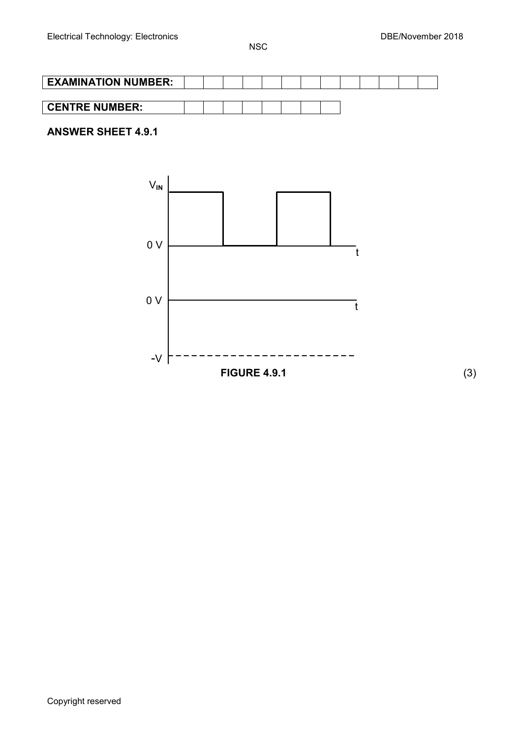| **EXAMINATION NUMBER:** | | | | | | | | | | | | | |
|---|---|---|---|---|---|---|---|---|---|---|---|---|---|

| **CENTRE NUMBER:** | | | | | | | | |
|---|---|---|---|---|---|---|---|---|

**ANSWER SHEET 4.9.1**

$V_{IN}$

0 V t

0 V t

-V

**FIGURE 4.9.1** (3)

Copyright reserved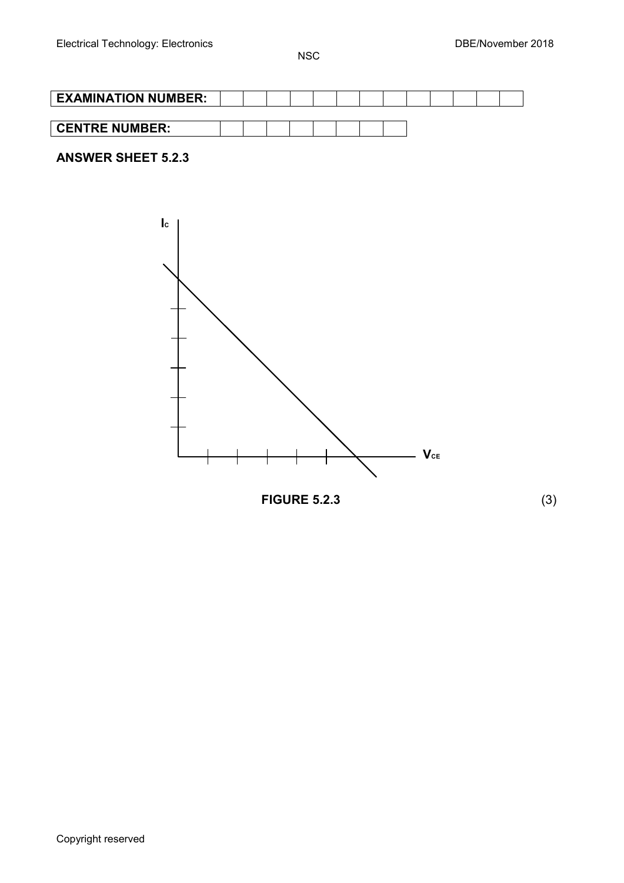| EXAMINATION NUMBER: | | | | | | | | | | | | | |
|---|---|---|---|---|---|---|---|---|---|---|---|---|---|

| CENTRE NUMBER: | | | | | | | | |
|---|---|---|---|---|---|---|---|---|

**ANSWER SHEET 5.2.3**

$I_C$

$V_{CE}$

**FIGURE 5.2.3** (3)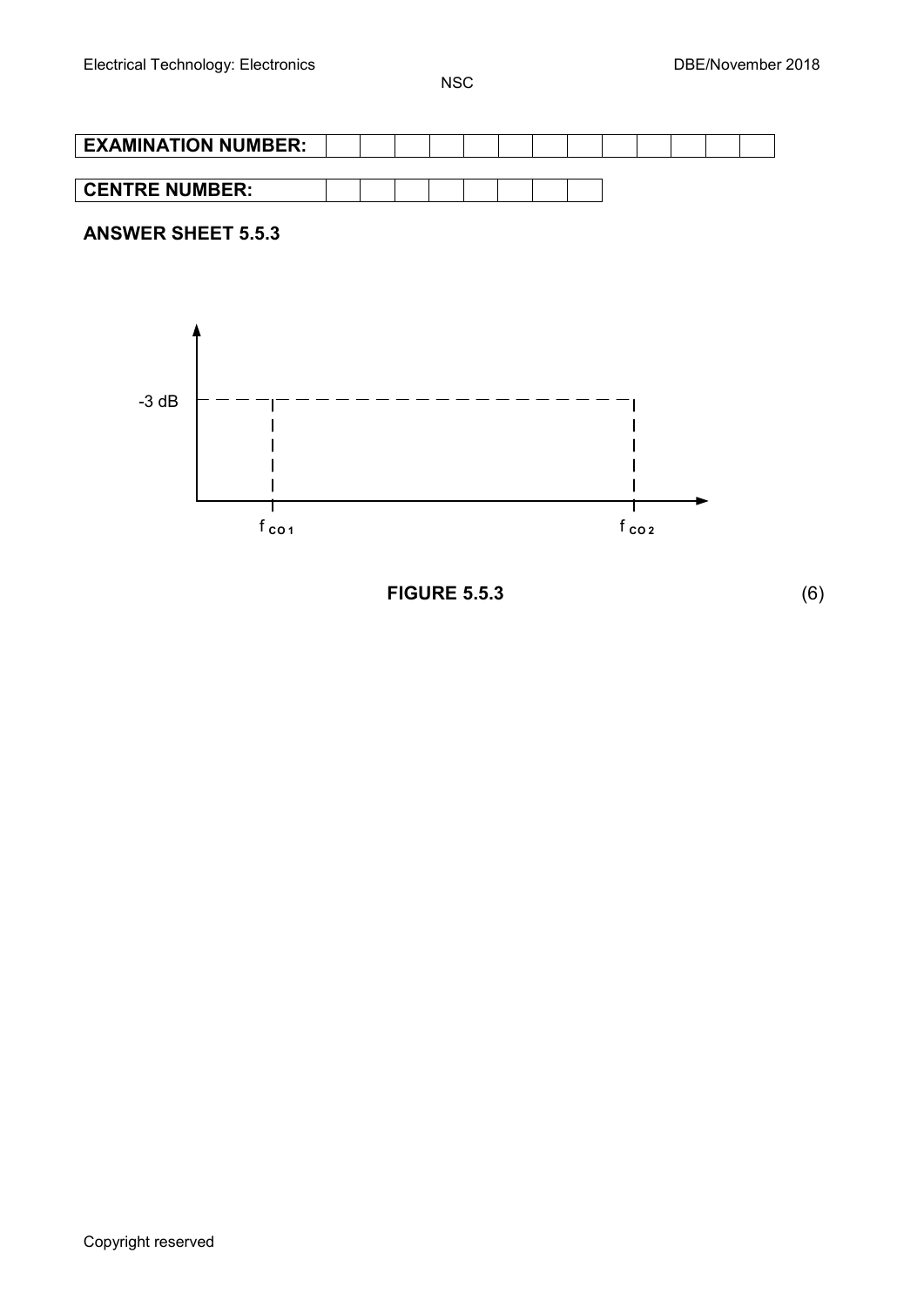| EXAMINATION NUMBER: | | | | | | | | | | | | | |
|---|---|---|---|---|---|---|---|---|---|---|---|---|---|

| CENTRE NUMBER: | | | | | | | | |
|---|---|---|---|---|---|---|---|---|

**ANSWER SHEET 5.5.3**

-3 dB

$f_{co1}$ $f_{co2}$

**FIGURE 5.5.3** (6)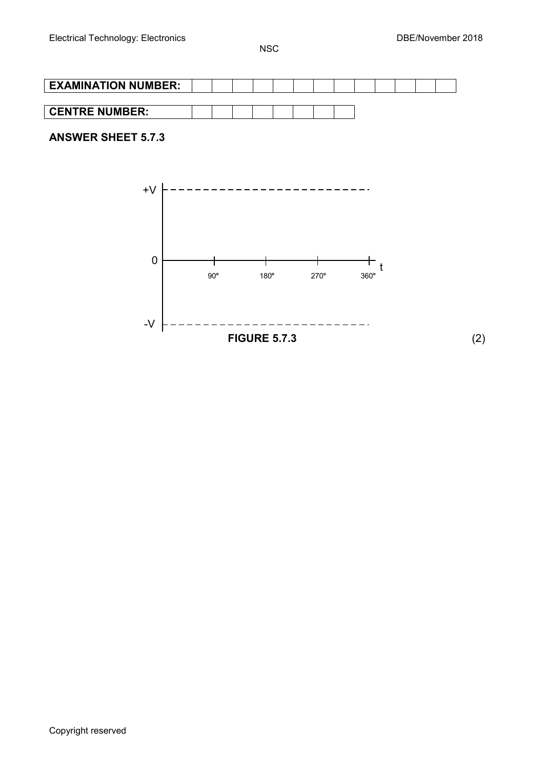| EXAMINATION NUMBER: | | | | | | | | | | | | | |
|---|---|---|---|---|---|---|---|---|---|---|---|---|---|

| CENTRE NUMBER: | | | | | | | | |
|---|---|---|---|---|---|---|---|---|

**ANSWER SHEET 5.7.3**

+V

0

t

90° 180° 270° 360°

-V

**FIGURE 5.7.3** (2)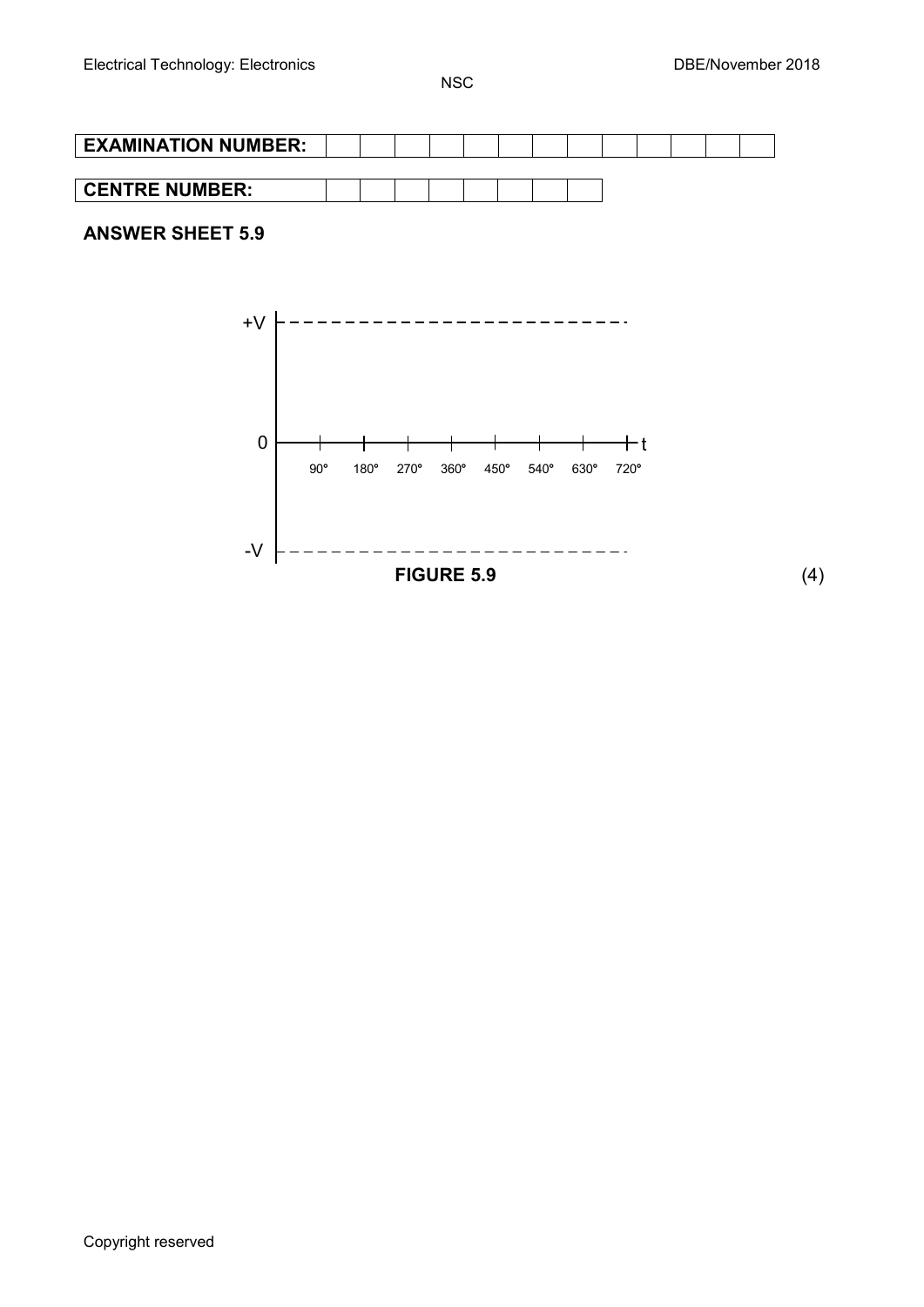| EXAMINATION NUMBER: | | | | | | | | | | | | | |
|---|---|---|---|---|---|---|---|---|---|---|---|---|---|

| CENTRE NUMBER: | | | | | | | | |
|---|---|---|---|---|---|---|---|---|

**ANSWER SHEET 5.9**

+V

0

t

90° 180° 270° 360° 450° 540° 630° 720°

-V

**FIGURE 5.9**

(4)